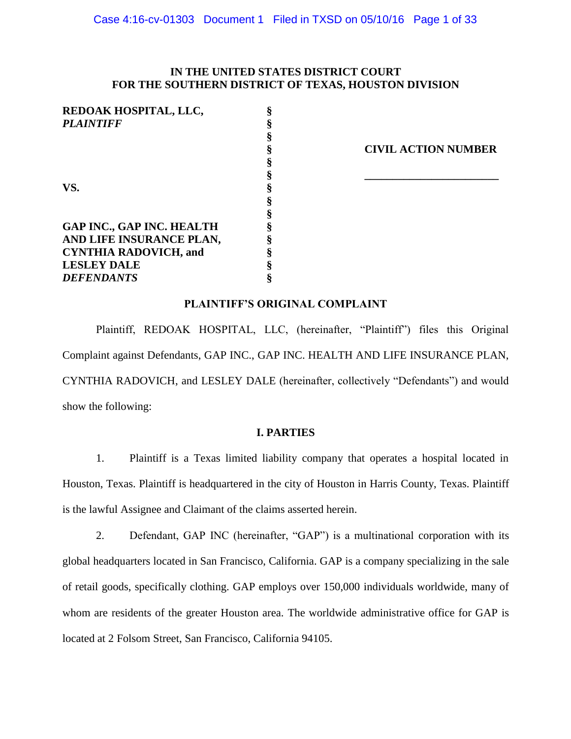**IN THE UNITED STATES DISTRICT COURT**
**FOR THE SOUTHERN DISTRICT OF TEXAS, HOUSTON DIVISION**

| | | |
|---|---|---|
| **REDOAK HOSPITAL, LLC,** *PLAINTIFF* | § | |
| | § | **CIVIL ACTION NUMBER** |
| | § | \_\_\_\_\_\_\_\_\_\_\_\_\_\_\_\_\_\_\_\_\_\_ |
| **VS.** | § | |
| | § | |
| **GAP INC., GAP INC. HEALTH AND LIFE INSURANCE PLAN, CYNTHIA RADOVICH, and LESLEY DALE** *DEFENDANTS* | § | |

**PLAINTIFF'S ORIGINAL COMPLAINT**

Plaintiff, REDOAK HOSPITAL, LLC, (hereinafter, "Plaintiff") files this Original Complaint against Defendants, GAP INC., GAP INC. HEALTH AND LIFE INSURANCE PLAN, CYNTHIA RADOVICH, and LESLEY DALE (hereinafter, collectively "Defendants") and would show the following:

## I. PARTIES

1. Plaintiff is a Texas limited liability company that operates a hospital located in Houston, Texas. Plaintiff is headquartered in the city of Houston in Harris County, Texas. Plaintiff is the lawful Assignee and Claimant of the claims asserted herein.

2. Defendant, GAP INC (hereinafter, "GAP") is a multinational corporation with its global headquarters located in San Francisco, California. GAP is a company specializing in the sale of retail goods, specifically clothing. GAP employs over 150,000 individuals worldwide, many of whom are residents of the greater Houston area. The worldwide administrative office for GAP is located at 2 Folsom Street, San Francisco, California 94105.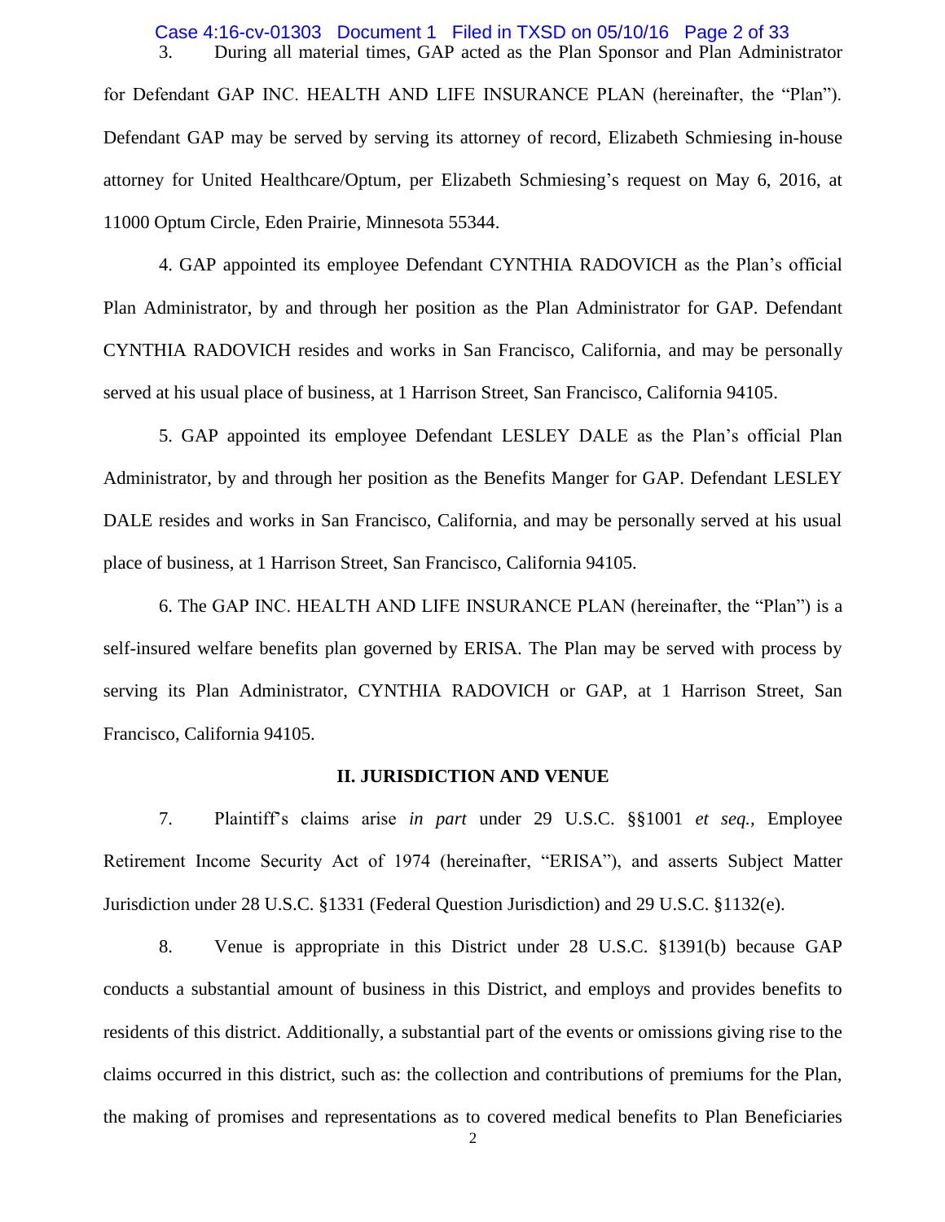3. During all material times, GAP acted as the Plan Sponsor and Plan Administrator for Defendant GAP INC. HEALTH AND LIFE INSURANCE PLAN (hereinafter, the "Plan"). Defendant GAP may be served by serving its attorney of record, Elizabeth Schmiesing in-house attorney for United Healthcare/Optum, per Elizabeth Schmiesing's request on May 6, 2016, at 11000 Optum Circle, Eden Prairie, Minnesota 55344.

4. GAP appointed its employee Defendant CYNTHIA RADOVICH as the Plan's official Plan Administrator, by and through her position as the Plan Administrator for GAP. Defendant CYNTHIA RADOVICH resides and works in San Francisco, California, and may be personally served at his usual place of business, at 1 Harrison Street, San Francisco, California 94105.

5. GAP appointed its employee Defendant LESLEY DALE as the Plan's official Plan Administrator, by and through her position as the Benefits Manger for GAP. Defendant LESLEY DALE resides and works in San Francisco, California, and may be personally served at his usual place of business, at 1 Harrison Street, San Francisco, California 94105.

6. The GAP INC. HEALTH AND LIFE INSURANCE PLAN (hereinafter, the "Plan") is a self-insured welfare benefits plan governed by ERISA. The Plan may be served with process by serving its Plan Administrator, CYNTHIA RADOVICH or GAP, at 1 Harrison Street, San Francisco, California 94105.

## II. JURISDICTION AND VENUE

7. Plaintiff's claims arise *in part* under 29 U.S.C. §§1001 *et seq.*, Employee Retirement Income Security Act of 1974 (hereinafter, "ERISA"), and asserts Subject Matter Jurisdiction under 28 U.S.C. §1331 (Federal Question Jurisdiction) and 29 U.S.C. §1132(e).

8. Venue is appropriate in this District under 28 U.S.C. §1391(b) because GAP conducts a substantial amount of business in this District, and employs and provides benefits to residents of this district. Additionally, a substantial part of the events or omissions giving rise to the claims occurred in this district, such as: the collection and contributions of premiums for the Plan, the making of promises and representations as to covered medical benefits to Plan Beneficiaries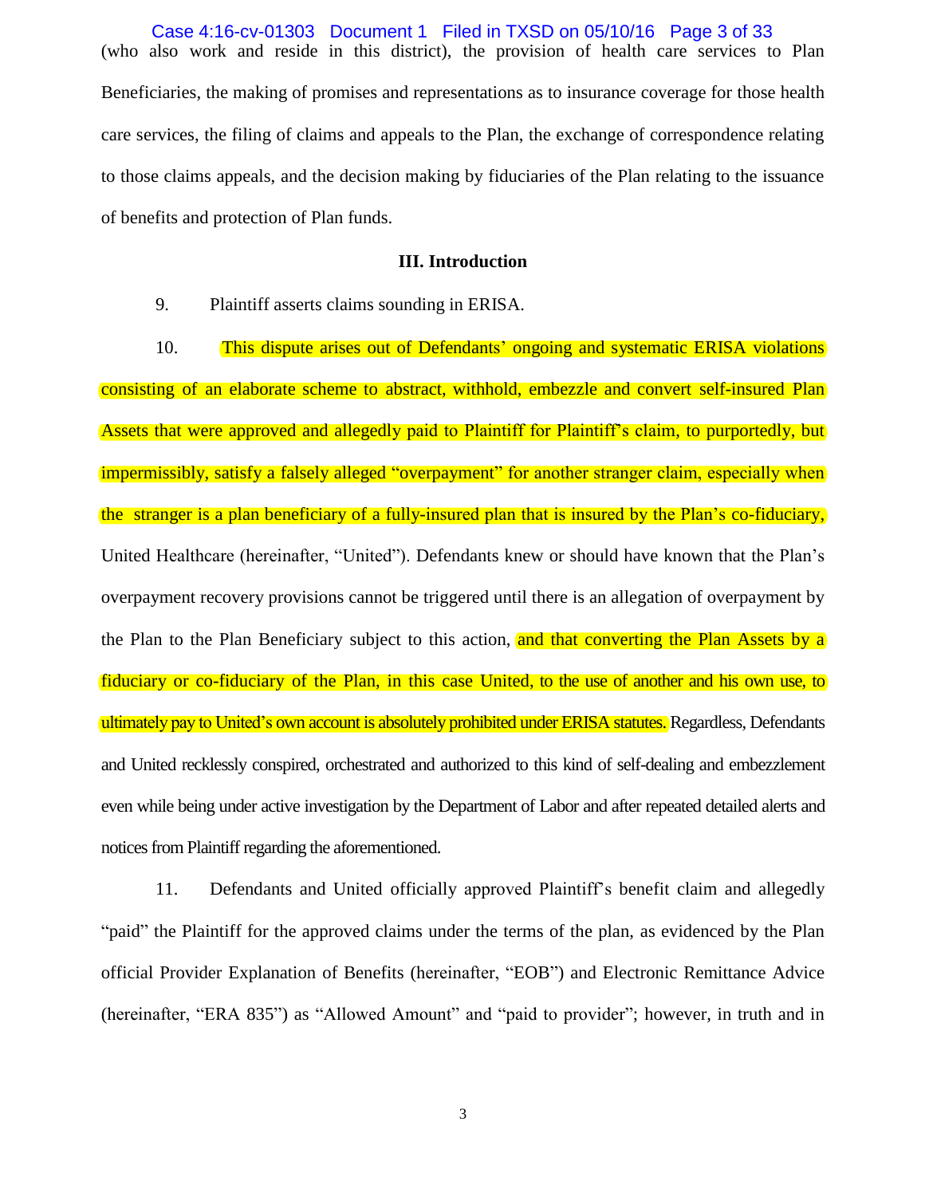(who also work and reside in this district), the provision of health care services to Plan Beneficiaries, the making of promises and representations as to insurance coverage for those health care services, the filing of claims and appeals to the Plan, the exchange of correspondence relating to those claims appeals, and the decision making by fiduciaries of the Plan relating to the issuance of benefits and protection of Plan funds.

### III. Introduction

9. Plaintiff asserts claims sounding in ERISA.

10. This dispute arises out of Defendants' ongoing and systematic ERISA violations consisting of an elaborate scheme to abstract, withhold, embezzle and convert self-insured Plan Assets that were approved and allegedly paid to Plaintiff for Plaintiff's claim, to purportedly, but impermissibly, satisfy a falsely alleged "overpayment" for another stranger claim, especially when the stranger is a plan beneficiary of a fully-insured plan that is insured by the Plan's co-fiduciary, United Healthcare (hereinafter, "United"). Defendants knew or should have known that the Plan's overpayment recovery provisions cannot be triggered until there is an allegation of overpayment by the Plan to the Plan Beneficiary subject to this action, and that converting the Plan Assets by a fiduciary or co-fiduciary of the Plan, in this case United, to the use of another and his own use, to ultimately pay to United's own account is absolutely prohibited under ERISA statutes. Regardless, Defendants and United recklessly conspired, orchestrated and authorized to this kind of self-dealing and embezzlement even while being under active investigation by the Department of Labor and after repeated detailed alerts and notices from Plaintiff regarding the aforementioned.

11. Defendants and United officially approved Plaintiff's benefit claim and allegedly "paid" the Plaintiff for the approved claims under the terms of the plan, as evidenced by the Plan official Provider Explanation of Benefits (hereinafter, "EOB") and Electronic Remittance Advice (hereinafter, "ERA 835") as "Allowed Amount" and "paid to provider"; however, in truth and in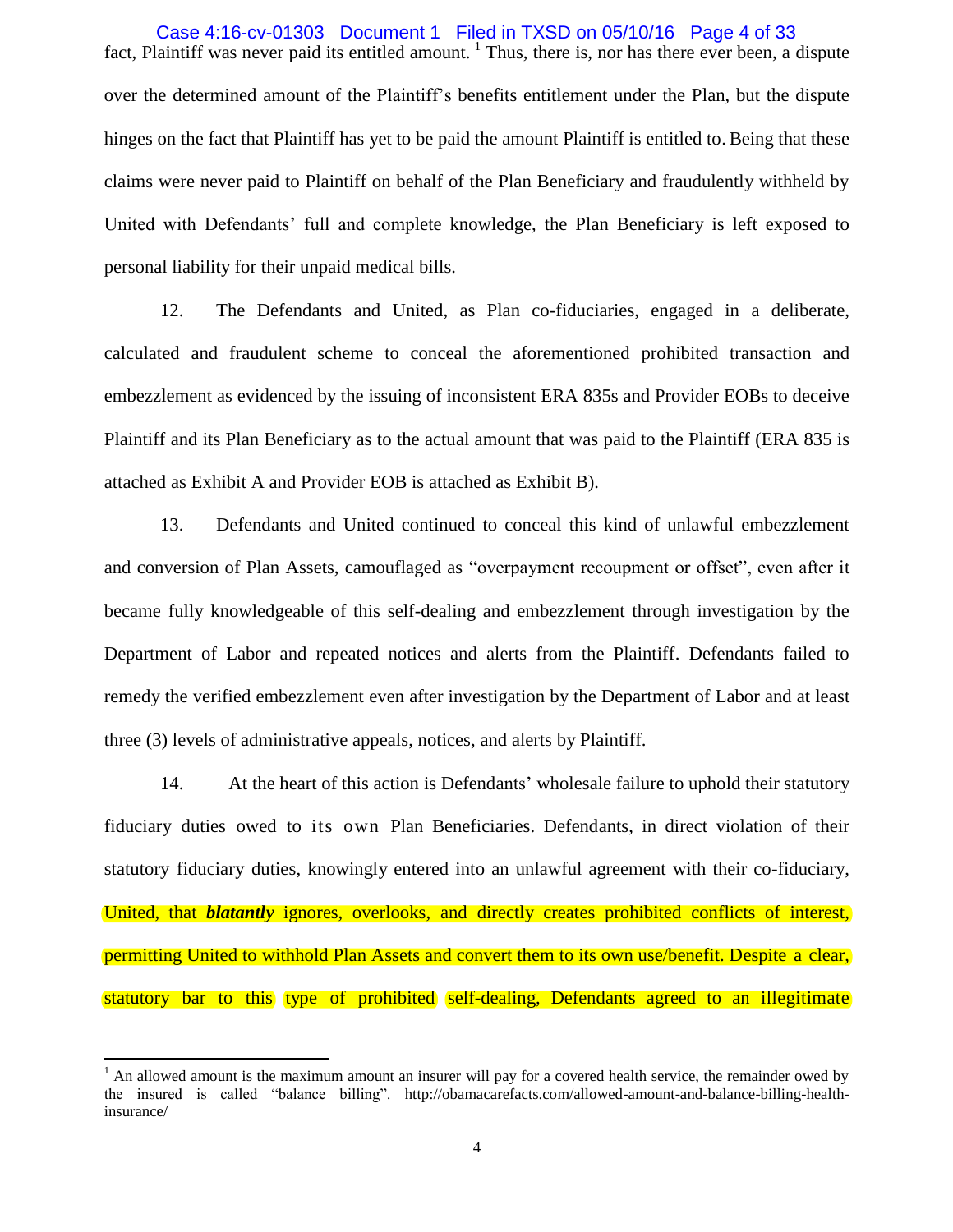fact, Plaintiff was never paid its entitled amount. [1] Thus, there is, nor has there ever been, a dispute over the determined amount of the Plaintiff's benefits entitlement under the Plan, but the dispute hinges on the fact that Plaintiff has yet to be paid the amount Plaintiff is entitled to. Being that these claims were never paid to Plaintiff on behalf of the Plan Beneficiary and fraudulently withheld by United with Defendants' full and complete knowledge, the Plan Beneficiary is left exposed to personal liability for their unpaid medical bills.

12. The Defendants and United, as Plan co-fiduciaries, engaged in a deliberate, calculated and fraudulent scheme to conceal the aforementioned prohibited transaction and embezzlement as evidenced by the issuing of inconsistent ERA 835s and Provider EOBs to deceive Plaintiff and its Plan Beneficiary as to the actual amount that was paid to the Plaintiff (ERA 835 is attached as Exhibit A and Provider EOB is attached as Exhibit B).

13. Defendants and United continued to conceal this kind of unlawful embezzlement and conversion of Plan Assets, camouflaged as "overpayment recoupment or offset", even after it became fully knowledgeable of this self-dealing and embezzlement through investigation by the Department of Labor and repeated notices and alerts from the Plaintiff. Defendants failed to remedy the verified embezzlement even after investigation by the Department of Labor and at least three (3) levels of administrative appeals, notices, and alerts by Plaintiff.

14. At the heart of this action is Defendants' wholesale failure to uphold their statutory fiduciary duties owed to its own Plan Beneficiaries. Defendants, in direct violation of their statutory fiduciary duties, knowingly entered into an unlawful agreement with their co-fiduciary, United, that ***blatantly*** ignores, overlooks, and directly creates prohibited conflicts of interest, permitting United to withhold Plan Assets and convert them to its own use/benefit. Despite a clear, statutory bar to this type of prohibited self-dealing, Defendants agreed to an illegitimate

---

[1] An allowed amount is the maximum amount an insurer will pay for a covered health service, the remainder owed by the insured is called "balance billing". http://obamacarefacts.com/allowed-amount-and-balance-billing-health-insurance/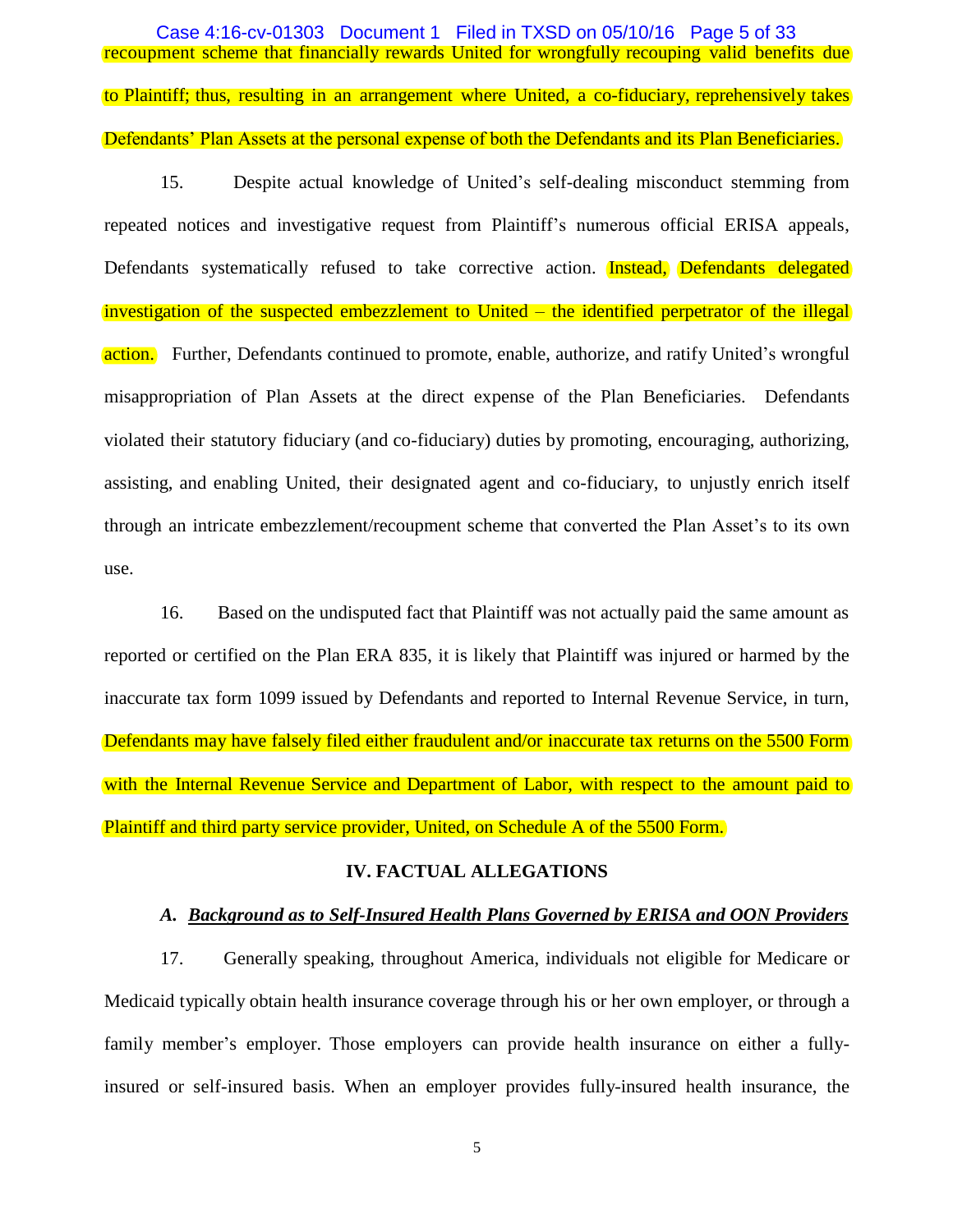recoupment scheme that financially rewards United for wrongfully recouping valid benefits due to Plaintiff; thus, resulting in an arrangement where United, a co-fiduciary, reprehensively takes Defendants' Plan Assets at the personal expense of both the Defendants and its Plan Beneficiaries.

15. Despite actual knowledge of United's self-dealing misconduct stemming from repeated notices and investigative request from Plaintiff's numerous official ERISA appeals, Defendants systematically refused to take corrective action. Instead, Defendants delegated investigation of the suspected embezzlement to United – the identified perpetrator of the illegal action. Further, Defendants continued to promote, enable, authorize, and ratify United's wrongful misappropriation of Plan Assets at the direct expense of the Plan Beneficiaries. Defendants violated their statutory fiduciary (and co-fiduciary) duties by promoting, encouraging, authorizing, assisting, and enabling United, their designated agent and co-fiduciary, to unjustly enrich itself through an intricate embezzlement/recoupment scheme that converted the Plan Asset's to its own use.

16. Based on the undisputed fact that Plaintiff was not actually paid the same amount as reported or certified on the Plan ERA 835, it is likely that Plaintiff was injured or harmed by the inaccurate tax form 1099 issued by Defendants and reported to Internal Revenue Service, in turn, Defendants may have falsely filed either fraudulent and/or inaccurate tax returns on the 5500 Form with the Internal Revenue Service and Department of Labor, with respect to the amount paid to Plaintiff and third party service provider, United, on Schedule A of the 5500 Form.

## IV. FACTUAL ALLEGATIONS

### *A. Background as to Self-Insured Health Plans Governed by ERISA and OON Providers*

17. Generally speaking, throughout America, individuals not eligible for Medicare or Medicaid typically obtain health insurance coverage through his or her own employer, or through a family member's employer. Those employers can provide health insurance on either a fully-insured or self-insured basis. When an employer provides fully-insured health insurance, the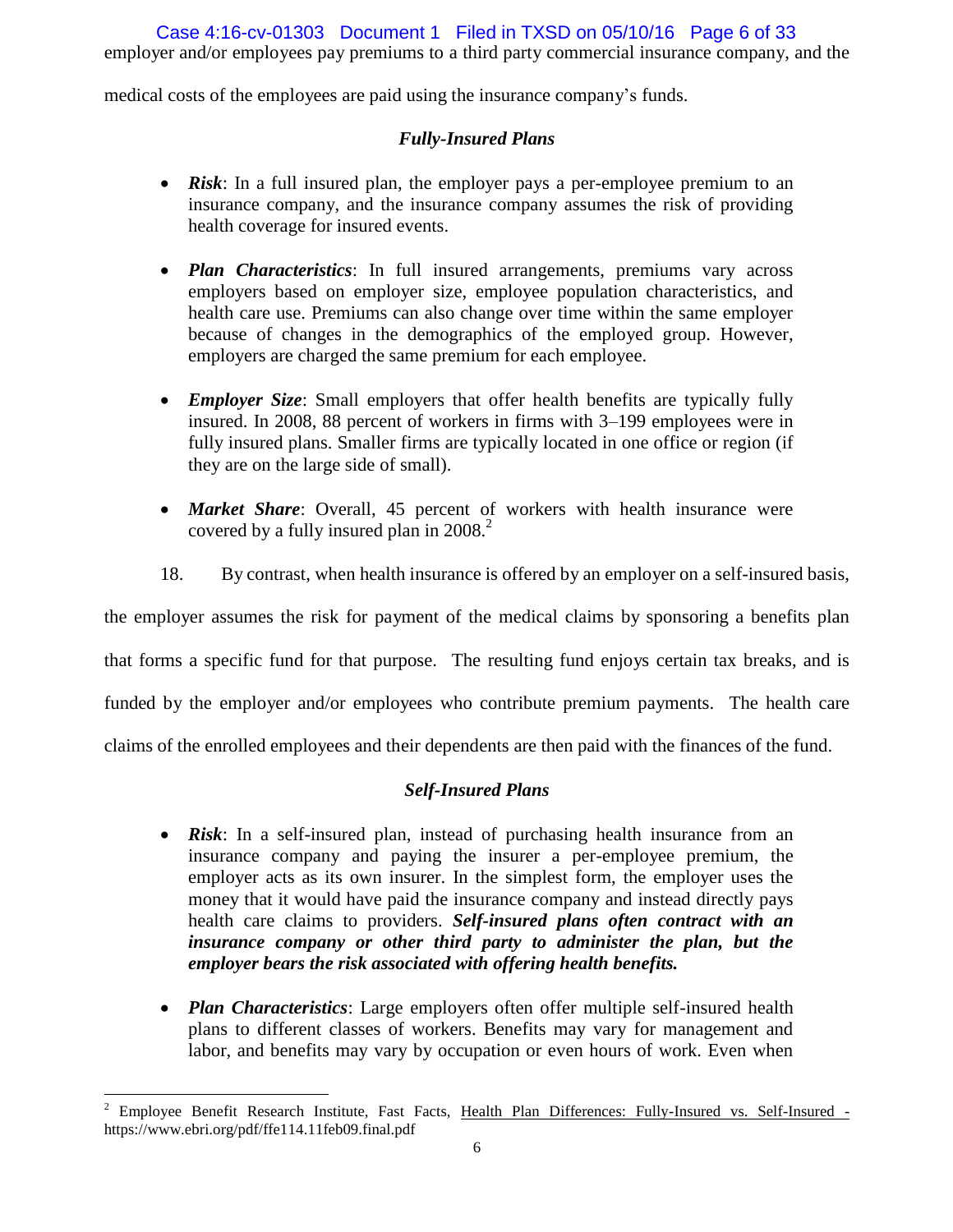employer and/or employees pay premiums to a third party commercial insurance company, and the medical costs of the employees are paid using the insurance company's funds.

### *Fully-Insured Plans*

- ***Risk***: In a full insured plan, the employer pays a per-employee premium to an insurance company, and the insurance company assumes the risk of providing health coverage for insured events.
- ***Plan Characteristics***: In full insured arrangements, premiums vary across employers based on employer size, employee population characteristics, and health care use. Premiums can also change over time within the same employer because of changes in the demographics of the employed group. However, employers are charged the same premium for each employee.
- ***Employer Size***: Small employers that offer health benefits are typically fully insured. In 2008, 88 percent of workers in firms with 3–199 employees were in fully insured plans. Smaller firms are typically located in one office or region (if they are on the large side of small).
- ***Market Share***: Overall, 45 percent of workers with health insurance were covered by a fully insured plan in 2008.[2]

18. By contrast, when health insurance is offered by an employer on a self-insured basis, the employer assumes the risk for payment of the medical claims by sponsoring a benefits plan that forms a specific fund for that purpose. The resulting fund enjoys certain tax breaks, and is funded by the employer and/or employees who contribute premium payments. The health care claims of the enrolled employees and their dependents are then paid with the finances of the fund.

### *Self-Insured Plans*

- ***Risk***: In a self-insured plan, instead of purchasing health insurance from an insurance company and paying the insurer a per-employee premium, the employer acts as its own insurer. In the simplest form, the employer uses the money that it would have paid the insurance company and instead directly pays health care claims to providers. ***Self-insured plans often contract with an insurance company or other third party to administer the plan, but the employer bears the risk associated with offering health benefits.***
- ***Plan Characteristics***: Large employers often offer multiple self-insured health plans to different classes of workers. Benefits may vary for management and labor, and benefits may vary by occupation or even hours of work. Even when

---

[2] Employee Benefit Research Institute, Fast Facts, Health Plan Differences: Fully-Insured vs. Self-Insured - https://www.ebri.org/pdf/ffe114.11feb09.final.pdf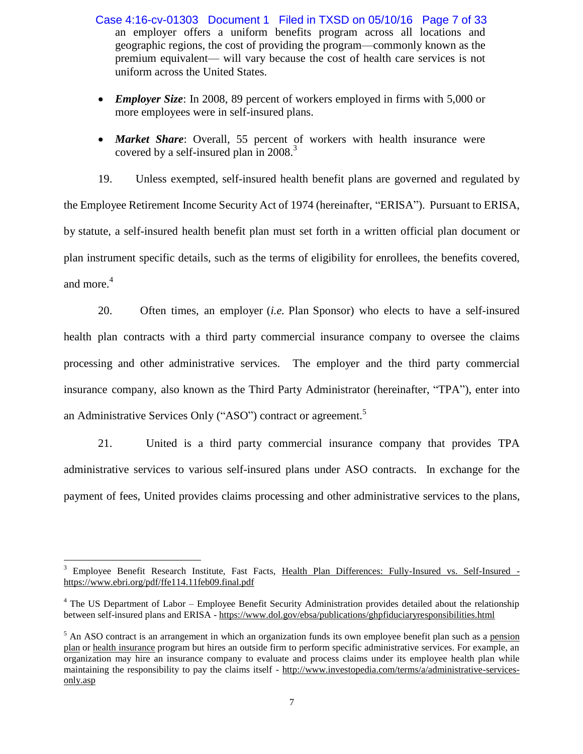an employer offers a uniform benefits program across all locations and geographic regions, the cost of providing the program—commonly known as the premium equivalent— will vary because the cost of health care services is not uniform across the United States.

- ***Employer Size***: In 2008, 89 percent of workers employed in firms with 5,000 or more employees were in self-insured plans.
- ***Market Share***: Overall, 55 percent of workers with health insurance were covered by a self-insured plan in 2008.[3]

19. Unless exempted, self-insured health benefit plans are governed and regulated by the Employee Retirement Income Security Act of 1974 (hereinafter, "ERISA"). Pursuant to ERISA, by statute, a self-insured health benefit plan must set forth in a written official plan document or plan instrument specific details, such as the terms of eligibility for enrollees, the benefits covered, and more.[4]

20. Often times, an employer (*i.e.* Plan Sponsor) who elects to have a self-insured health plan contracts with a third party commercial insurance company to oversee the claims processing and other administrative services. The employer and the third party commercial insurance company, also known as the Third Party Administrator (hereinafter, "TPA"), enter into an Administrative Services Only ("ASO") contract or agreement.[5]

21. United is a third party commercial insurance company that provides TPA administrative services to various self-insured plans under ASO contracts. In exchange for the payment of fees, United provides claims processing and other administrative services to the plans,

---

[3] Employee Benefit Research Institute, Fast Facts, Health Plan Differences: Fully-Insured vs. Self-Insured - https://www.ebri.org/pdf/ffe114.11feb09.final.pdf

[4] The US Department of Labor – Employee Benefit Security Administration provides detailed about the relationship between self-insured plans and ERISA - https://www.dol.gov/ebsa/publications/ghpfiduciaryresponsibilities.html

[5] An ASO contract is an arrangement in which an organization funds its own employee benefit plan such as a pension plan or health insurance program but hires an outside firm to perform specific administrative services. For example, an organization may hire an insurance company to evaluate and process claims under its employee health plan while maintaining the responsibility to pay the claims itself - http://www.investopedia.com/terms/a/administrative-services-only.asp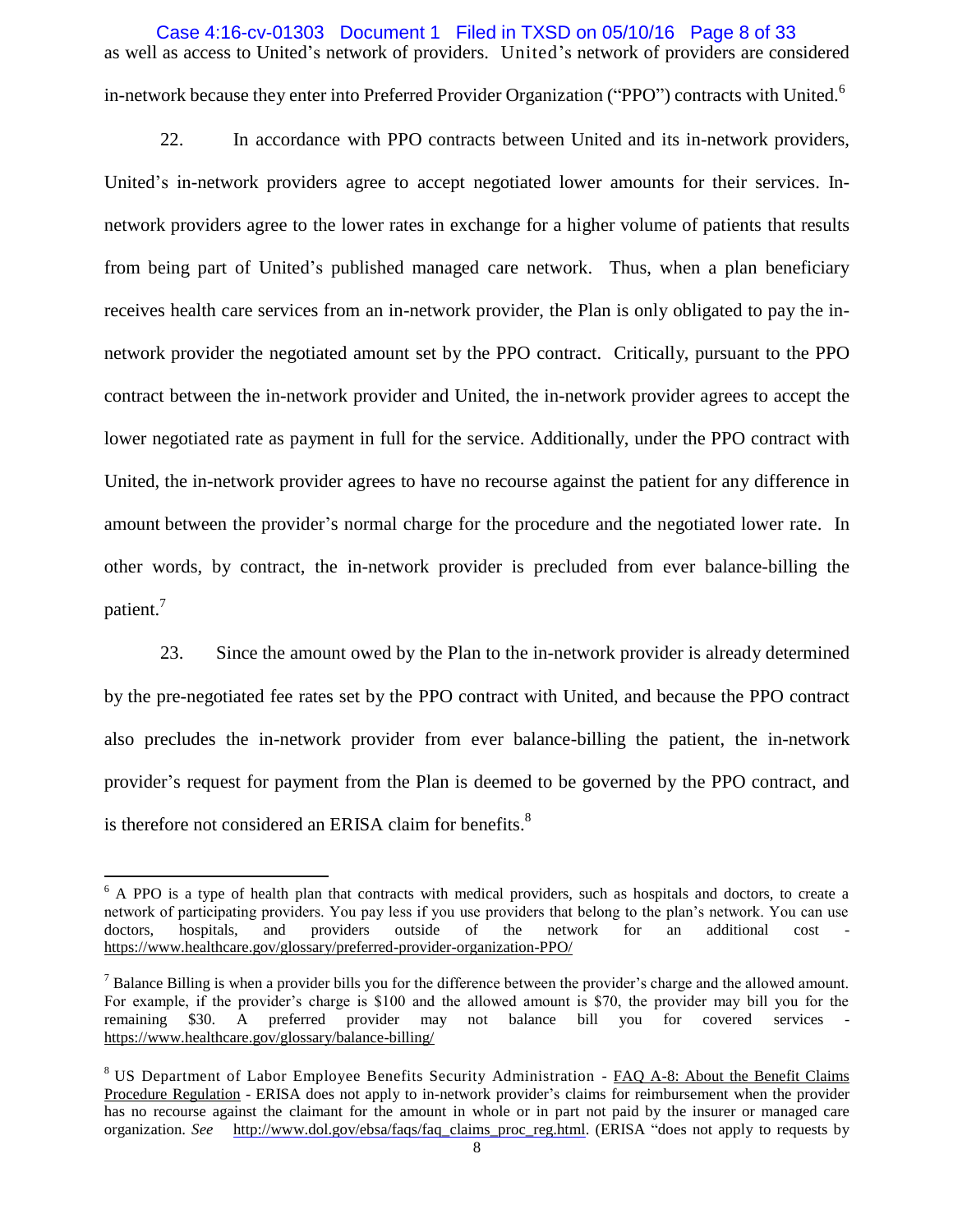as well as access to United's network of providers. United's network of providers are considered in-network because they enter into Preferred Provider Organization ("PPO") contracts with United.[6]

22. In accordance with PPO contracts between United and its in-network providers, United's in-network providers agree to accept negotiated lower amounts for their services. In-network providers agree to the lower rates in exchange for a higher volume of patients that results from being part of United's published managed care network. Thus, when a plan beneficiary receives health care services from an in-network provider, the Plan is only obligated to pay the in-network provider the negotiated amount set by the PPO contract. Critically, pursuant to the PPO contract between the in-network provider and United, the in-network provider agrees to accept the lower negotiated rate as payment in full for the service. Additionally, under the PPO contract with United, the in-network provider agrees to have no recourse against the patient for any difference in amount between the provider's normal charge for the procedure and the negotiated lower rate. In other words, by contract, the in-network provider is precluded from ever balance-billing the patient.[7]

23. Since the amount owed by the Plan to the in-network provider is already determined by the pre-negotiated fee rates set by the PPO contract with United, and because the PPO contract also precludes the in-network provider from ever balance-billing the patient, the in-network provider's request for payment from the Plan is deemed to be governed by the PPO contract, and is therefore not considered an ERISA claim for benefits.[8]

---

[6] A PPO is a type of health plan that contracts with medical providers, such as hospitals and doctors, to create a network of participating providers. You pay less if you use providers that belong to the plan's network. You can use doctors, hospitals, and providers outside of the network for an additional cost - https://www.healthcare.gov/glossary/preferred-provider-organization-PPO/

[7] Balance Billing is when a provider bills you for the difference between the provider's charge and the allowed amount. For example, if the provider's charge is $100 and the allowed amount is $70, the provider may bill you for the remaining $30. A preferred provider may not balance bill you for covered services - https://www.healthcare.gov/glossary/balance-billing/

[8] US Department of Labor Employee Benefits Security Administration - FAQ A-8: About the Benefit Claims Procedure Regulation - ERISA does not apply to in-network provider's claims for reimbursement when the provider has no recourse against the claimant for the amount in whole or in part not paid by the insurer or managed care organization. *See* http://www.dol.gov/ebsa/faqs/faq_claims_proc_reg.html. (ERISA "does not apply to requests by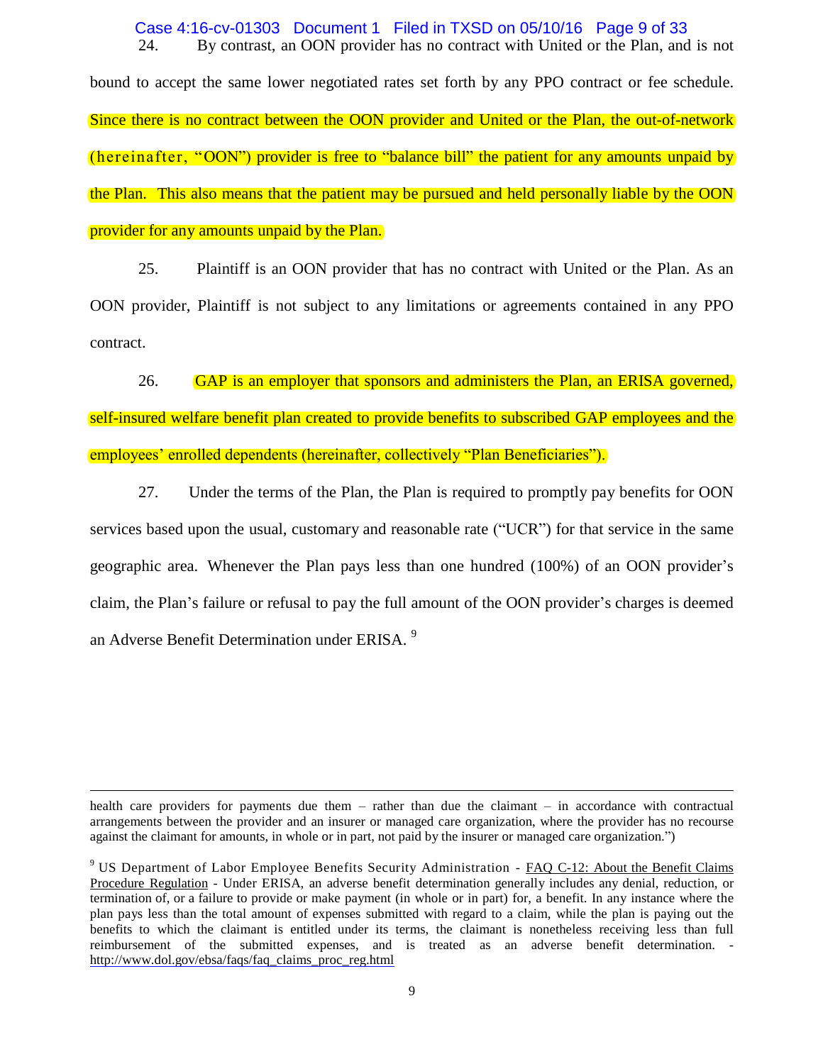24. By contrast, an OON provider has no contract with United or the Plan, and is not bound to accept the same lower negotiated rates set forth by any PPO contract or fee schedule. Since there is no contract between the OON provider and United or the Plan, the out-of-network (hereinafter, "OON") provider is free to "balance bill" the patient for any amounts unpaid by the Plan. This also means that the patient may be pursued and held personally liable by the OON provider for any amounts unpaid by the Plan.

25. Plaintiff is an OON provider that has no contract with United or the Plan. As an OON provider, Plaintiff is not subject to any limitations or agreements contained in any PPO contract.

26. GAP is an employer that sponsors and administers the Plan, an ERISA governed, self-insured welfare benefit plan created to provide benefits to subscribed GAP employees and the employees' enrolled dependents (hereinafter, collectively "Plan Beneficiaries").

27. Under the terms of the Plan, the Plan is required to promptly pay benefits for OON services based upon the usual, customary and reasonable rate ("UCR") for that service in the same geographic area. Whenever the Plan pays less than one hundred (100%) of an OON provider's claim, the Plan's failure or refusal to pay the full amount of the OON provider's charges is deemed an Adverse Benefit Determination under ERISA. [9]

---

health care providers for payments due them – rather than due the claimant – in accordance with contractual arrangements between the provider and an insurer or managed care organization, where the provider has no recourse against the claimant for amounts, in whole or in part, not paid by the insurer or managed care organization.")

[9] US Department of Labor Employee Benefits Security Administration - FAQ C-12: About the Benefit Claims Procedure Regulation - Under ERISA, an adverse benefit determination generally includes any denial, reduction, or termination of, or a failure to provide or make payment (in whole or in part) for, a benefit. In any instance where the plan pays less than the total amount of expenses submitted with regard to a claim, while the plan is paying out the benefits to which the claimant is entitled under its terms, the claimant is nonetheless receiving less than full reimbursement of the submitted expenses, and is treated as an adverse benefit determination. - http://www.dol.gov/ebsa/faqs/faq_claims_proc_reg.html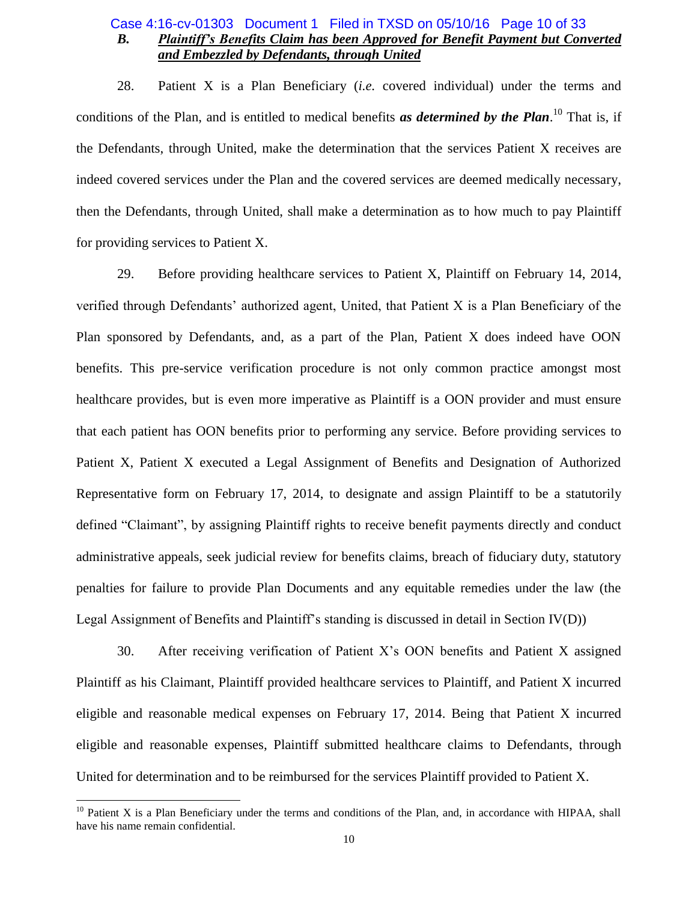### *B. Plaintiff's Benefits Claim has been Approved for Benefit Payment but Converted and Embezzled by Defendants, through United*

28. Patient X is a Plan Beneficiary (*i.e.* covered individual) under the terms and conditions of the Plan, and is entitled to medical benefits ***as determined by the Plan***.[10] That is, if the Defendants, through United, make the determination that the services Patient X receives are indeed covered services under the Plan and the covered services are deemed medically necessary, then the Defendants, through United, shall make a determination as to how much to pay Plaintiff for providing services to Patient X.

29. Before providing healthcare services to Patient X, Plaintiff on February 14, 2014, verified through Defendants' authorized agent, United, that Patient X is a Plan Beneficiary of the Plan sponsored by Defendants, and, as a part of the Plan, Patient X does indeed have OON benefits. This pre-service verification procedure is not only common practice amongst most healthcare provides, but is even more imperative as Plaintiff is a OON provider and must ensure that each patient has OON benefits prior to performing any service. Before providing services to Patient X, Patient X executed a Legal Assignment of Benefits and Designation of Authorized Representative form on February 17, 2014, to designate and assign Plaintiff to be a statutorily defined "Claimant", by assigning Plaintiff rights to receive benefit payments directly and conduct administrative appeals, seek judicial review for benefits claims, breach of fiduciary duty, statutory penalties for failure to provide Plan Documents and any equitable remedies under the law (the Legal Assignment of Benefits and Plaintiff's standing is discussed in detail in Section IV(D))

30. After receiving verification of Patient X's OON benefits and Patient X assigned Plaintiff as his Claimant, Plaintiff provided healthcare services to Plaintiff, and Patient X incurred eligible and reasonable medical expenses on February 17, 2014. Being that Patient X incurred eligible and reasonable expenses, Plaintiff submitted healthcare claims to Defendants, through United for determination and to be reimbursed for the services Plaintiff provided to Patient X.

---

[10] Patient X is a Plan Beneficiary under the terms and conditions of the Plan, and, in accordance with HIPAA, shall have his name remain confidential.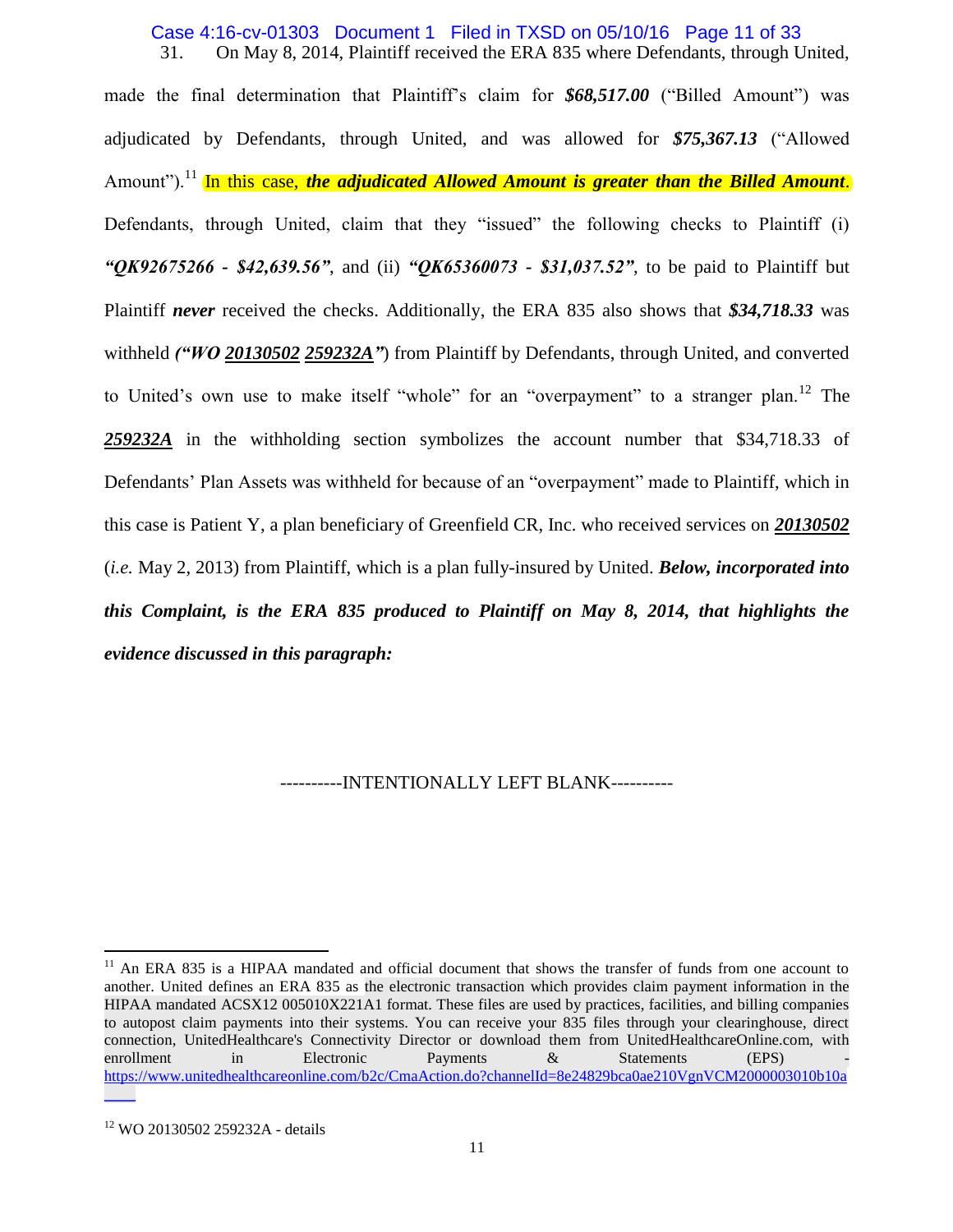31. On May 8, 2014, Plaintiff received the ERA 835 where Defendants, through United, made the final determination that Plaintiff's claim for ***$68,517.00*** ("Billed Amount") was adjudicated by Defendants, through United, and was allowed for ***$75,367.13*** ("Allowed Amount").[11] In this case, ***the adjudicated Allowed Amount is greater than the Billed Amount***. Defendants, through United, claim that they "issued" the following checks to Plaintiff (i) ***"QK92675266 - $42,639.56"***, and (ii) ***"QK65360073 - $31,037.52"***, to be paid to Plaintiff but Plaintiff ***never*** received the checks. Additionally, the ERA 835 also shows that ***$34,718.33*** was withheld ***("WO 20130502 259232A")*** from Plaintiff by Defendants, through United, and converted to United's own use to make itself "whole" for an "overpayment" to a stranger plan.[12] The ***259232A*** in the withholding section symbolizes the account number that $34,718.33 of Defendants' Plan Assets was withheld for because of an "overpayment" made to Plaintiff, which in this case is Patient Y, a plan beneficiary of Greenfield CR, Inc. who received services on ***20130502*** (*i.e.* May 2, 2013) from Plaintiff, which is a plan fully-insured by United. ***Below, incorporated into this Complaint, is the ERA 835 produced to Plaintiff on May 8, 2014, that highlights the evidence discussed in this paragraph:***

----------INTENTIONALLY LEFT BLANK----------

---

[11] An ERA 835 is a HIPAA mandated and official document that shows the transfer of funds from one account to another. United defines an ERA 835 as the electronic transaction which provides claim payment information in the HIPAA mandated ACSX12 005010X221A1 format. These files are used by practices, facilities, and billing companies to autopost claim payments into their systems. You can receive your 835 files through your clearinghouse, direct connection, UnitedHealthcare's Connectivity Director or download them from UnitedHealthcareOnline.com, with enrollment in Electronic Payments & Statements (EPS) - https://www.unitedhealthcareonline.com/b2c/CmaAction.do?channelId=8e24829bca0ae210VgnVCM2000003010b10a

[12] WO 20130502 259232A - details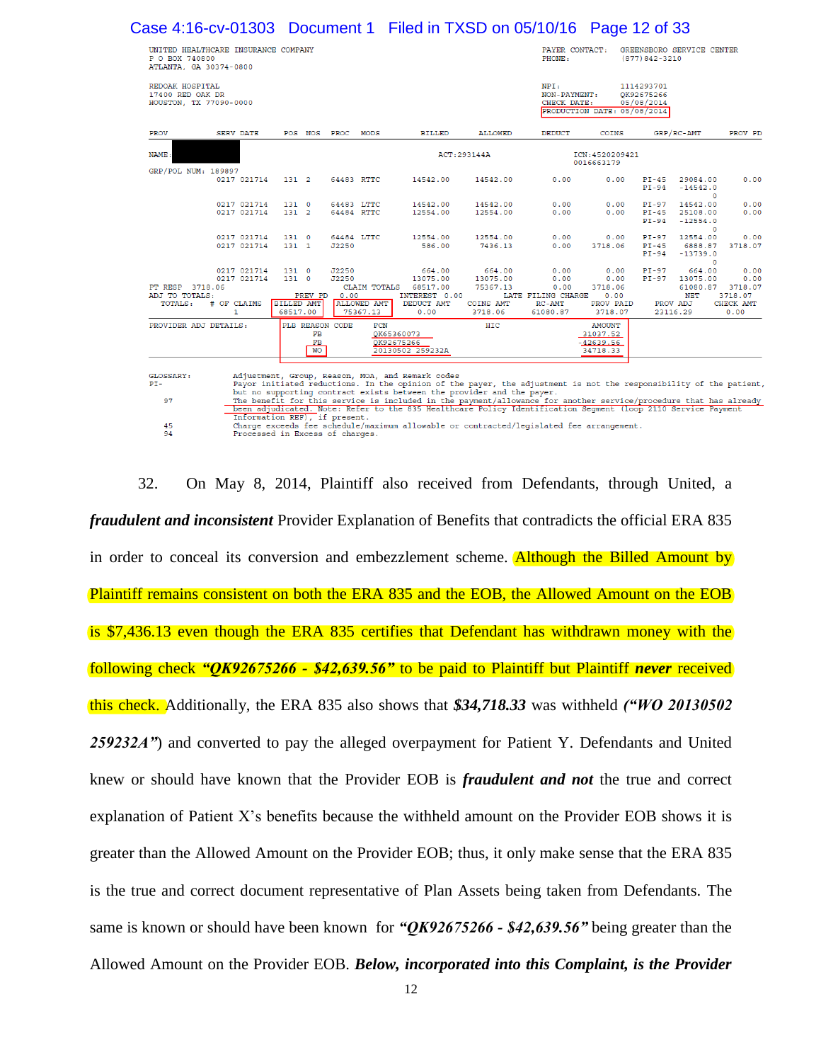UNITED HEALTHCARE INSURANCE COMPANY
P O BOX 740800
ATLANTA, GA 30374-0800

PAYER CONTACT: GREENSBORO SERVICE CENTER
PHONE: (877)842-3210

REDOAK HOSPITAL
17400 RED OAK DR
HOUSTON, TX 77090-0000

NPI: 1114293701
NON-PAYMENT: QK92675266
CHECK DATE: 05/08/2014
PRODUCTION DATE: 05/08/2014

| PROV | SERV DATE | POS | NOS | PROC | MODS | BILLED | ALLOWED | DEDUCT | COINS | GRP/RC-AMT | | PROV PD |
|---|---|---|---|---|---|---|---|---|---|---|---|---|
| NAME: | | | | | | ACT:293144A | | ICN:4520209421 0016663179 | | | | |
| GRP/POL NUM: 189897 | | | | | | | | | | | | |
| | 0217 021714 | 131 | 2 | 64483 | RTTC | 14542.00 | 14542.00 | 0.00 | 0.00 | PI-45 PI-94 | 29084.00 -14542.0 0 | 0.00 |
| | 0217 021714 | 131 | 0 | 64483 | LTTC | 14542.00 | 14542.00 | 0.00 | 0.00 | PI-97 | 14542.00 | 0.00 |
| | 0217 021714 | 131 | 2 | 64484 | RTTC | 12554.00 | 12554.00 | 0.00 | 0.00 | PI-45 PI-94 | 25108.00 -12554.0 0 | 0.00 |
| | 0217 021714 | 131 | 0 | 64484 | LTTC | 12554.00 | 12554.00 | 0.00 | 0.00 | PI-97 | 12554.00 | 0.00 |
| | 0217 021714 | 131 | 1 | J2250 | | 586.00 | 7436.13 | 0.00 | 3718.06 | PI-45 PI-94 | 6888.87 -13739.0 0 | 3718.07 |
| | 0217 021714 | 131 | 0 | J2250 | | 664.00 | 664.00 | 0.00 | 0.00 | PI-97 | 664.00 | 0.00 |
| | 0217 021714 | 131 | 0 | J2250 | | 13075.00 | 13075.00 | 0.00 | 0.00 | PI-97 | 13075.00 | 0.00 |
| PT RESP 3718.06 | | | | CLAIM TOTALS | | 68517.00 | 75367.13 | 0.00 | 3718.06 | | 61080.87 | 3718.07 |

ADJ TO TOTALS: PREV PD 0.00 INTEREST 0.00 LATE FILING CHARGE 0.00 NET 3718.07

| TOTALS: | # OF CLAIMS | BILLED AMT | ALLOWED AMT | DEDUCT AMT | COINS AMT | RC-AMT | PROV PAID | PROV ADJ | CHECK AMT |
|---|---|---|---|---|---|---|---|---|---|
| | 1 | 68517.00 | 75367.13 | 0.00 | 3718.06 | 61080.87 | 3718.07 | 23116.29 | 0.00 |

| PROVIDER ADJ DETAILS: | PLB REASON CODE | FCN | HIC | AMOUNT |
|---|---|---|---|---|
| | FB | QK65360073 | | 31037.52 |
| | FB | QK92675266 | | -42639.56 |
| | WO | 20130502 259232A | | 34718.33 |

GLOSSARY: Adjustment, Group, Reason, MOA, and Remark codes
PI- Payor initiated reductions. In the opinion of the payer, the adjustment is not the responsibility of the patient, but no supporting contract exists between the provider and the payer.
97 The benefit for this service is included in the payment/allowance for another service/procedure that has already been adjudicated. Note: Refer to the 835 Healthcare Policy Identification Segment (loop 2110 Service Payment Information REF), if present.
45 Charge exceeds fee schedule/maximum allowable or contracted/legislated fee arrangement.
94 Processed in Excess of charges.

32. On May 8, 2014, Plaintiff also received from Defendants, through United, a ***fraudulent and inconsistent*** Provider Explanation of Benefits that contradicts the official ERA 835 in order to conceal its conversion and embezzlement scheme. Although the Billed Amount by Plaintiff remains consistent on both the ERA 835 and the EOB, the Allowed Amount on the EOB is $7,436.13 even though the ERA 835 certifies that Defendant has withdrawn money with the following check ***"QK92675266 - $42,639.56"*** to be paid to Plaintiff but Plaintiff ***never*** received this check. Additionally, the ERA 835 also shows that ***$34,718.33*** was withheld ***("WO 20130502 259232A"***) and converted to pay the alleged overpayment for Patient Y. Defendants and United knew or should have known that the Provider EOB is ***fraudulent and not*** the true and correct explanation of Patient X's benefits because the withheld amount on the Provider EOB shows it is greater than the Allowed Amount on the Provider EOB; thus, it only make sense that the ERA 835 is the true and correct document representative of Plan Assets being taken from Defendants. The same is known or should have been known for ***"QK92675266 - $42,639.56"*** being greater than the Allowed Amount on the Provider EOB. ***Below, incorporated into this Complaint, is the Provider***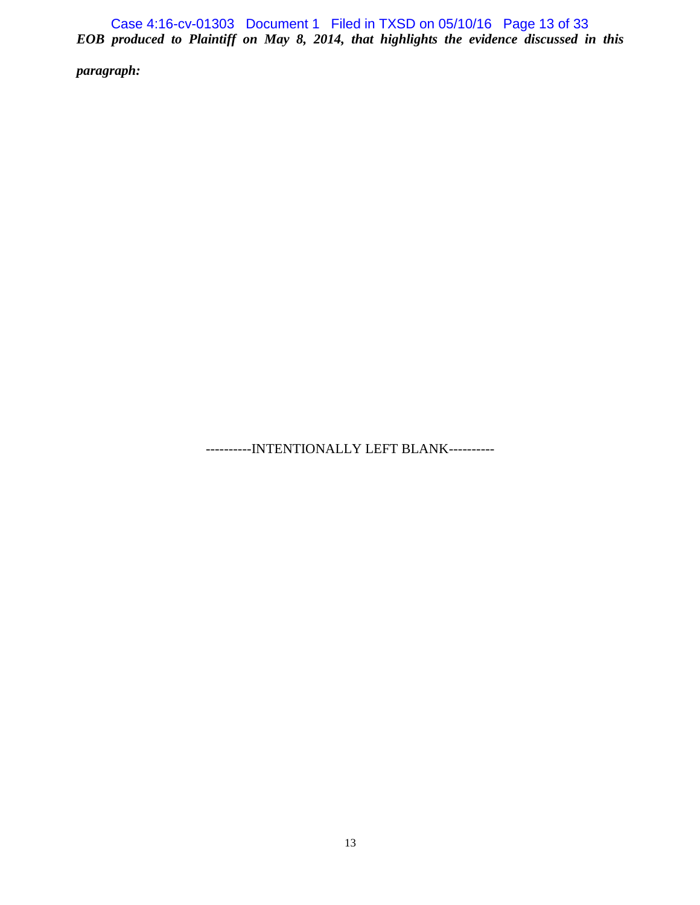*EOB produced to Plaintiff on May 8, 2014, that highlights the evidence discussed in this paragraph:*

----------INTENTIONALLY LEFT BLANK----------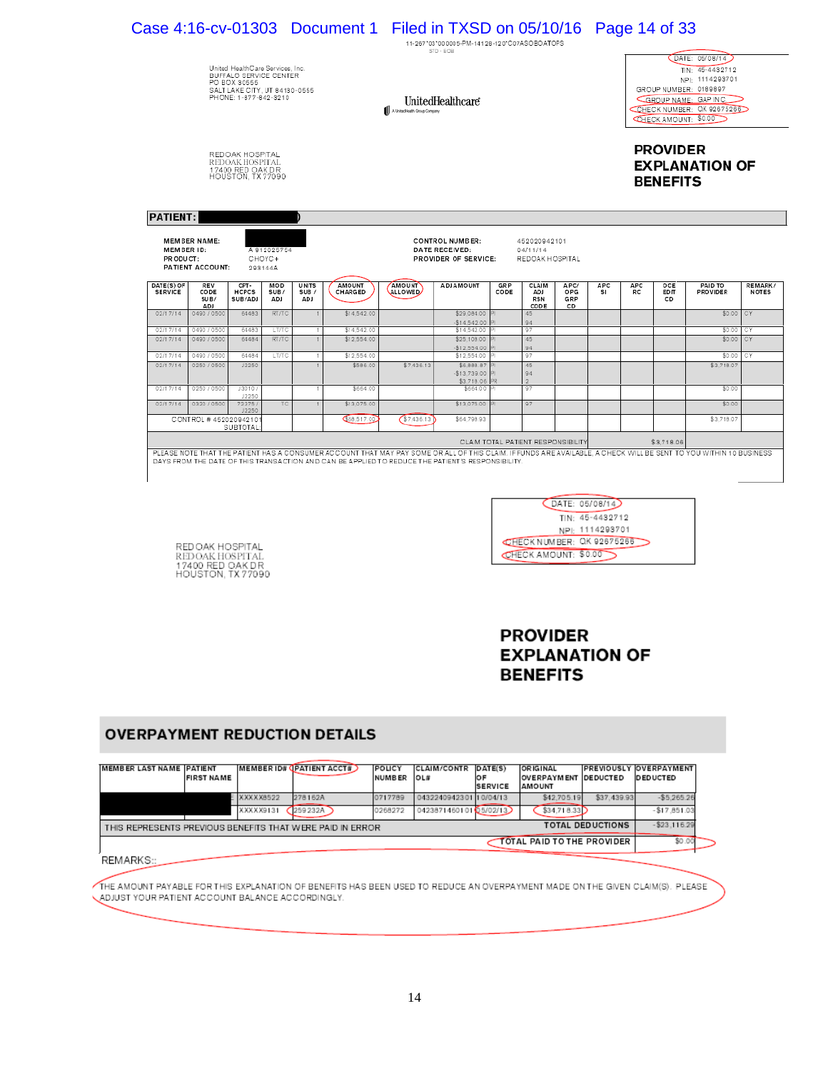11-267*03*000005-PM-14128-120*C07ASOBOATOPS
STD - EOB

United HealthCare Services, Inc.
BUFFALO SERVICE CENTER
PO BOX 30555
SALT LAKE CITY, UT 84130-0555
PHONE: 1-877-842-3210

UnitedHealthcare
A UnitedHealth Group Company

DATE: 05/08/14
TIN: 45-4432712
NPI: 1114293701
GROUP NUMBER: 0189897
GROUP NAME: GAP INC
CHECK NUMBER: OK 92675266
CHECK AMOUNT: $0.00

REDOAK HOSPITAL
REDOAK HOSPITAL
17400 RED OAK DR
HOUSTON, TX 77090

## PROVIDER EXPLANATION OF BENEFITS

**PATIENT:** [REDACTED]

MEMBER NAME: [REDACTED]
MEMBER ID: A 912026754
PRODUCT: CHOYC+
PATIENT ACCOUNT: 293144A

CONTROL NUMBER: 452020942101
DATE RECEIVED: 04/11/14
PROVIDER OF SERVICE: REDOAK HOSPITAL

| DATE(S) OF SERVICE | REV CODE SUB/ ADJ | CPT-HCPCS SUB/ADJ | MOD SUB/ ADJ | UNITS SUB/ ADJ | AMOUNT CHARGED | AMOUNT ALLOWED | ADJAMOUNT | GRP CODE | CLAIM ADJ RSN CODE | APC/ OPG GRP CD | APC SI | APC RC | OCE EDIT CD | PAID TO PROVIDER | REMARK/ NOTES |
|---|---|---|---|---|---|---|---|---|---|---|---|---|---|---|---|
| 02/17/14 | 0490 / 0500 | 64483 | RT/TC | 1 | $14,542.00 | | $29,084.00 / -$14,542.00 | PI / PI | 45 / 94 | | | | | $0.00 | CY |
| 02/17/14 | 0490 / 0500 | 64483 | LT/TC | 1 | $14,542.00 | | $14,542.00 | PI | 97 | | | | | $0.00 | CY |
| 02/17/14 | 0490 / 0500 | 64484 | RT/TC | 1 | $12,554.00 | | $25,108.00 / -$12,554.00 | PI / PI | 45 / 94 | | | | | $0.00 | CY |
| 02/17/14 | 0490 / 0500 | 64484 | LT/TC | 1 | $12,554.00 | | $12,554.00 | PI | 97 | | | | | $0.00 | CY |
| 02/17/14 | 0250 / 0500 | J3250 | | 1 | $586.00 | $7,436.13 | $6,888.87 / -$13,739.00 / $3,718.06 | PI / PI / PR | 45 / 94 / 2 | | | | | $3,718.07 | |
| 02/17/14 | 0250 / 0500 | J3010 / J2250 | | 1 | $664.00 | | $564.00 | PI | 97 | | | | | $0.00 | |
| 02/17/14 | 0320 / 0500 | 72275 / J2250 | TC | 1 | $13,075.00 | | $13,075.00 | PI | 97 | | | | | $0.00 | |
| CONTROL # 452020942101 SUBTOTAL | | | | | $68,517.00 | $7,436.13 | $64,798.93 | | | | | | | $3,718.07 | |

CLAIM TOTAL PATIENT RESPONSIBILITY $3,718.06

PLEASE NOTE THAT THE PATIENT HAS A CONSUMER ACCOUNT THAT MAY PAY SOME OR ALL OF THIS CLAIM. IF FUNDS ARE AVAILABLE, A CHECK WILL BE SENT TO YOU WITHIN 10 BUSINESS DAYS FROM THE DATE OF THIS TRANSACTION AND CAN BE APPLIED TO REDUCE THE PATIENT'S RESPONSIBILITY.

DATE: 05/08/14
TIN: 45-4432712
NPI: 1114293701
CHECK NUMBER: OK 92675266
CHECK AMOUNT: $0.00

REDOAK HOSPITAL
REDOAK HOSPITAL
17400 RED OAK DR
HOUSTON, TX 77090

## PROVIDER EXPLANATION OF BENEFITS

## OVERPAYMENT REDUCTION DETAILS

| MEMBER LAST NAME | PATIENT FIRST NAME | MEMBER ID# | PATIENT ACCT# | POLICY NUMBER | CLAIM/CONTROL# | DATE(S) OF SERVICE | ORIGINAL OVERPAYMENT AMOUNT | PREVIOUSLY DEDUCTED | OVERPAYMENT DEDUCTED |
|---|---|---|---|---|---|---|---|---|---|
| [REDACTED] | [REDACTED] | XXXXX8522 | 278162A | 0717789 | 04322409423011 | 0/04/13 | $42,705.19 | $37,439.93 | -$5,265.26 |
| [REDACTED] | [REDACTED] | XXXXX9131 | 259232A | 0268272 | 04238714601015 | /02/13 | $34,718.33 | | -$17,851.03 |
| THIS REPRESENTS PREVIOUS BENEFITS THAT WERE PAID IN ERROR | | | | | | | | TOTAL DEDUCTIONS | -$23,116.29 |
| | | | | | | | | TOTAL PAID TO THE PROVIDER | $0.00 |

REMARKS:

THE AMOUNT PAYABLE FOR THIS EXPLANATION OF BENEFITS HAS BEEN USED TO REDUCE AN OVERPAYMENT MADE ON THE GIVEN CLAIM(S). PLEASE ADJUST YOUR PATIENT ACCOUNT BALANCE ACCORDINGLY.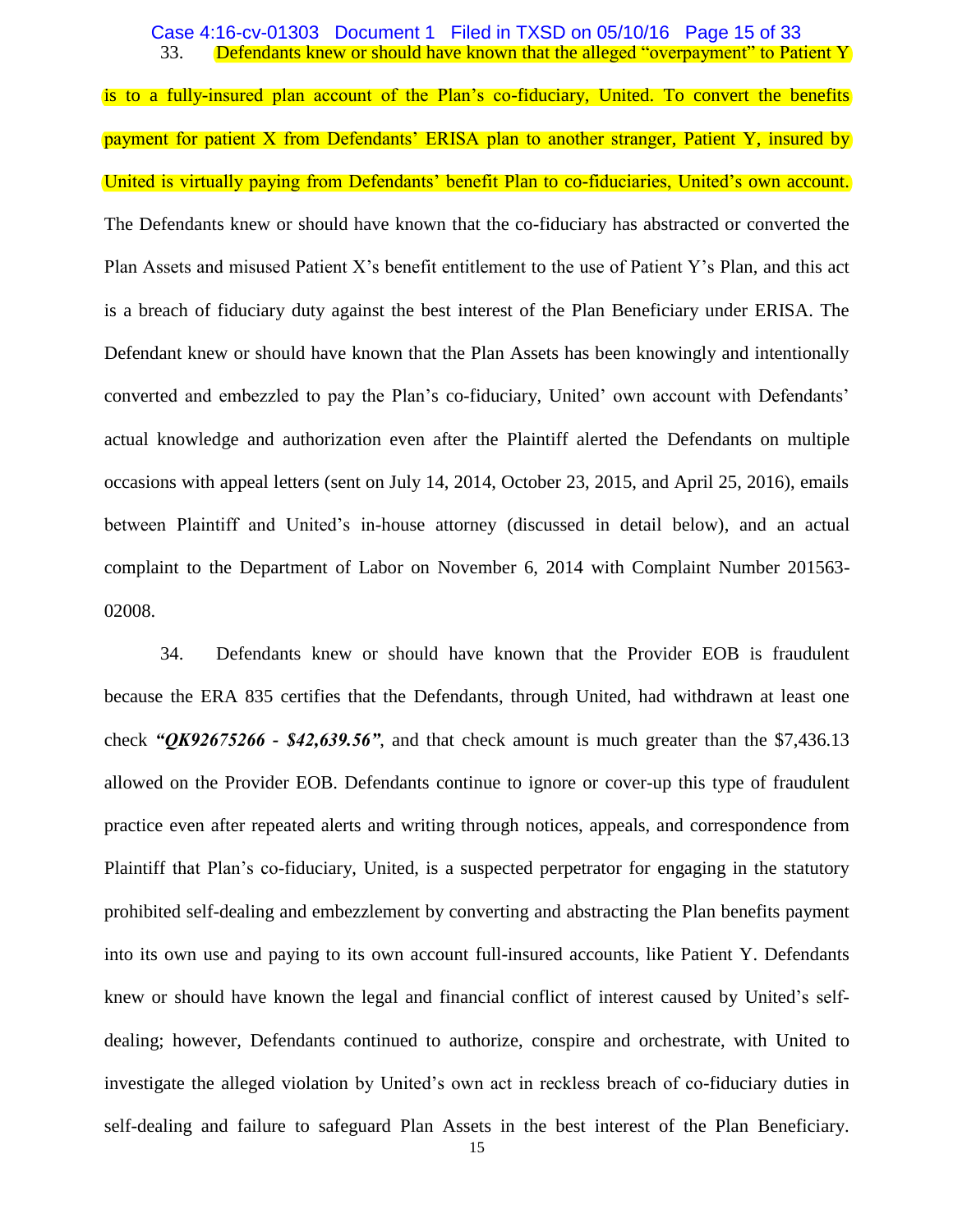33. Defendants knew or should have known that the alleged "overpayment" to Patient Y is to a fully-insured plan account of the Plan's co-fiduciary, United. To convert the benefits payment for patient X from Defendants' ERISA plan to another stranger, Patient Y, insured by United is virtually paying from Defendants' benefit Plan to co-fiduciaries, United's own account. The Defendants knew or should have known that the co-fiduciary has abstracted or converted the Plan Assets and misused Patient X's benefit entitlement to the use of Patient Y's Plan, and this act is a breach of fiduciary duty against the best interest of the Plan Beneficiary under ERISA. The Defendant knew or should have known that the Plan Assets has been knowingly and intentionally converted and embezzled to pay the Plan's co-fiduciary, United' own account with Defendants' actual knowledge and authorization even after the Plaintiff alerted the Defendants on multiple occasions with appeal letters (sent on July 14, 2014, October 23, 2015, and April 25, 2016), emails between Plaintiff and United's in-house attorney (discussed in detail below), and an actual complaint to the Department of Labor on November 6, 2014 with Complaint Number 201563-02008.

34. Defendants knew or should have known that the Provider EOB is fraudulent because the ERA 835 certifies that the Defendants, through United, had withdrawn at least one check ***"QK92675266 - $42,639.56"***, and that check amount is much greater than the $7,436.13 allowed on the Provider EOB. Defendants continue to ignore or cover-up this type of fraudulent practice even after repeated alerts and writing through notices, appeals, and correspondence from Plaintiff that Plan's co-fiduciary, United, is a suspected perpetrator for engaging in the statutory prohibited self-dealing and embezzlement by converting and abstracting the Plan benefits payment into its own use and paying to its own account full-insured accounts, like Patient Y. Defendants knew or should have known the legal and financial conflict of interest caused by United's self-dealing; however, Defendants continued to authorize, conspire and orchestrate, with United to investigate the alleged violation by United's own act in reckless breach of co-fiduciary duties in self-dealing and failure to safeguard Plan Assets in the best interest of the Plan Beneficiary.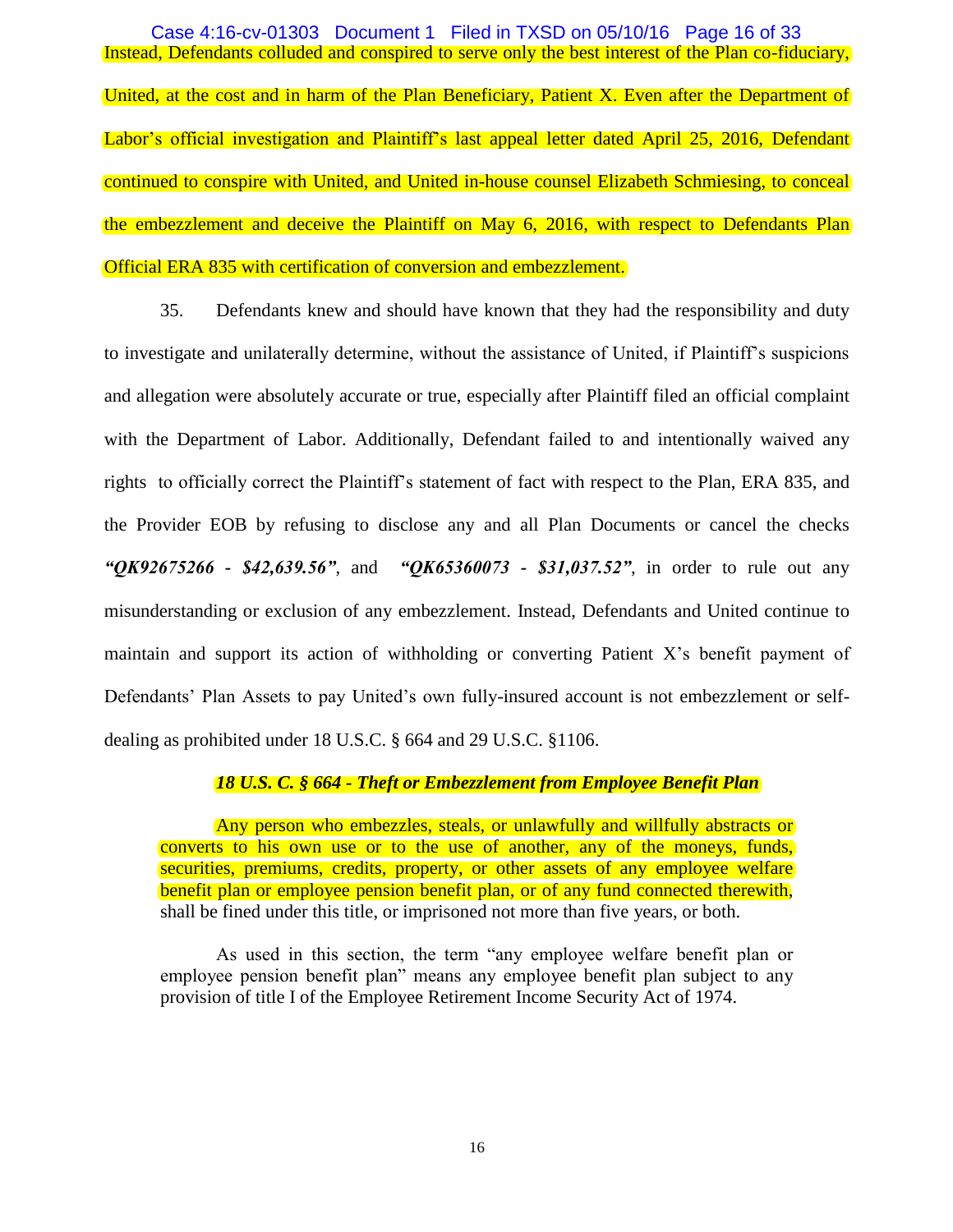Instead, Defendants colluded and conspired to serve only the best interest of the Plan co-fiduciary, United, at the cost and in harm of the Plan Beneficiary, Patient X. Even after the Department of Labor's official investigation and Plaintiff's last appeal letter dated April 25, 2016, Defendant continued to conspire with United, and United in-house counsel Elizabeth Schmiesing, to conceal the embezzlement and deceive the Plaintiff on May 6, 2016, with respect to Defendants Plan Official ERA 835 with certification of conversion and embezzlement.

35. Defendants knew and should have known that they had the responsibility and duty to investigate and unilaterally determine, without the assistance of United, if Plaintiff's suspicions and allegation were absolutely accurate or true, especially after Plaintiff filed an official complaint with the Department of Labor. Additionally, Defendant failed to and intentionally waived any rights to officially correct the Plaintiff's statement of fact with respect to the Plan, ERA 835, and the Provider EOB by refusing to disclose any and all Plan Documents or cancel the checks ***"QK92675266 - $42,639.56"***, and ***"QK65360073 - $31,037.52"***, in order to rule out any misunderstanding or exclusion of any embezzlement. Instead, Defendants and United continue to maintain and support its action of withholding or converting Patient X's benefit payment of Defendants' Plan Assets to pay United's own fully-insured account is not embezzlement or self-dealing as prohibited under 18 U.S.C. § 664 and 29 U.S.C. §1106.

***18 U.S. C. § 664 - Theft or Embezzlement from Employee Benefit Plan***

> Any person who embezzles, steals, or unlawfully and willfully abstracts or converts to his own use or to the use of another, any of the moneys, funds, securities, premiums, credits, property, or other assets of any employee welfare benefit plan or employee pension benefit plan, or of any fund connected therewith, shall be fined under this title, or imprisoned not more than five years, or both.
>
> As used in this section, the term "any employee welfare benefit plan or employee pension benefit plan" means any employee benefit plan subject to any provision of title I of the Employee Retirement Income Security Act of 1974.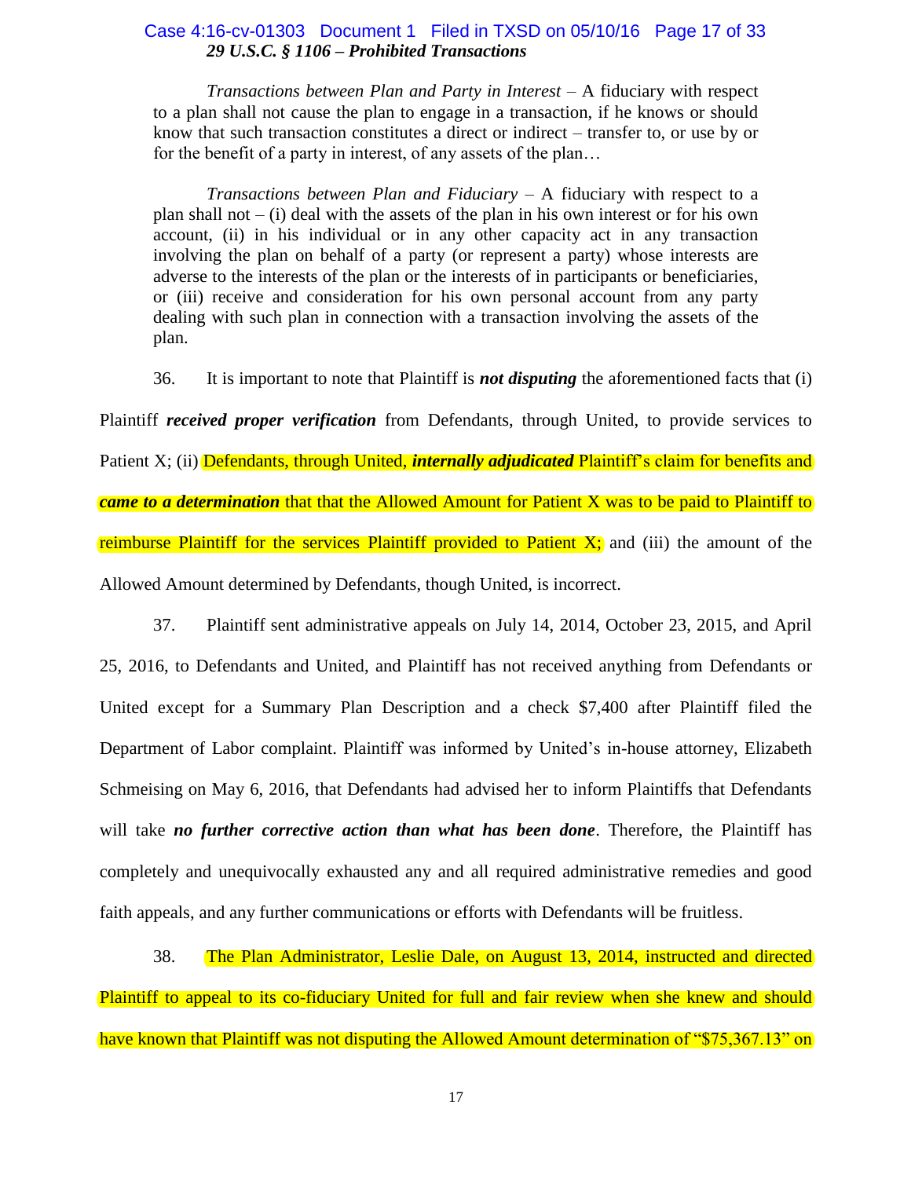***29 U.S.C. § 1106 – Prohibited Transactions***

> *Transactions between Plan and Party in Interest* – A fiduciary with respect to a plan shall not cause the plan to engage in a transaction, if he knows or should know that such transaction constitutes a direct or indirect – transfer to, or use by or for the benefit of a party in interest, of any assets of the plan…
>
> *Transactions between Plan and Fiduciary* – A fiduciary with respect to a plan shall not – (i) deal with the assets of the plan in his own interest or for his own account, (ii) in his individual or in any other capacity act in any transaction involving the plan on behalf of a party (or represent a party) whose interests are adverse to the interests of the plan or the interests of in participants or beneficiaries, or (iii) receive and consideration for his own personal account from any party dealing with such plan in connection with a transaction involving the assets of the plan.

36. It is important to note that Plaintiff is ***not disputing*** the aforementioned facts that (i) Plaintiff ***received proper verification*** from Defendants, through United, to provide services to Patient X; (ii) Defendants, through United, ***internally adjudicated*** Plaintiff's claim for benefits and ***came to a determination*** that that the Allowed Amount for Patient X was to be paid to Plaintiff to reimburse Plaintiff for the services Plaintiff provided to Patient X; and (iii) the amount of the Allowed Amount determined by Defendants, though United, is incorrect.

37. Plaintiff sent administrative appeals on July 14, 2014, October 23, 2015, and April 25, 2016, to Defendants and United, and Plaintiff has not received anything from Defendants or United except for a Summary Plan Description and a check $7,400 after Plaintiff filed the Department of Labor complaint. Plaintiff was informed by United's in-house attorney, Elizabeth Schmeising on May 6, 2016, that Defendants had advised her to inform Plaintiffs that Defendants will take ***no further corrective action than what has been done***. Therefore, the Plaintiff has completely and unequivocally exhausted any and all required administrative remedies and good faith appeals, and any further communications or efforts with Defendants will be fruitless.

38. The Plan Administrator, Leslie Dale, on August 13, 2014, instructed and directed Plaintiff to appeal to its co-fiduciary United for full and fair review when she knew and should have known that Plaintiff was not disputing the Allowed Amount determination of "$75,367.13" on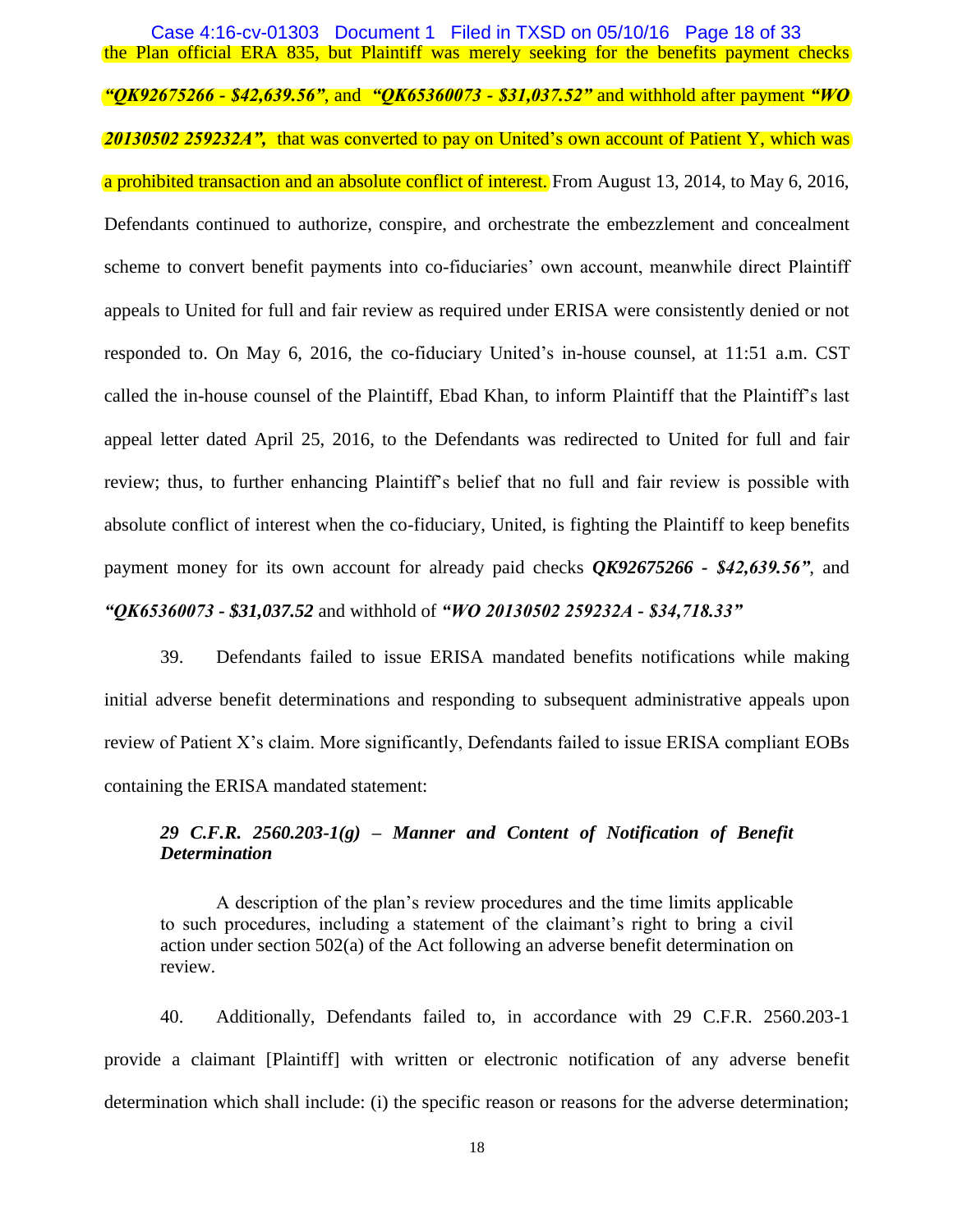the Plan official ERA 835, but Plaintiff was merely seeking for the benefits payment checks ***"QK92675266 - $42,639.56"***, and ***"QK65360073 - $31,037.52"*** and withhold after payment ***"WO 20130502 259232A",*** that was converted to pay on United's own account of Patient Y, which was a prohibited transaction and an absolute conflict of interest. From August 13, 2014, to May 6, 2016, Defendants continued to authorize, conspire, and orchestrate the embezzlement and concealment scheme to convert benefit payments into co-fiduciaries' own account, meanwhile direct Plaintiff appeals to United for full and fair review as required under ERISA were consistently denied or not responded to. On May 6, 2016, the co-fiduciary United's in-house counsel, at 11:51 a.m. CST called the in-house counsel of the Plaintiff, Ebad Khan, to inform Plaintiff that the Plaintiff's last appeal letter dated April 25, 2016, to the Defendants was redirected to United for full and fair review; thus, to further enhancing Plaintiff's belief that no full and fair review is possible with absolute conflict of interest when the co-fiduciary, United, is fighting the Plaintiff to keep benefits payment money for its own account for already paid checks ***QK92675266 - $42,639.56"***, and ***"QK65360073 - $31,037.52*** and withhold of ***"WO 20130502 259232A - $34,718.33"***

39. Defendants failed to issue ERISA mandated benefits notifications while making initial adverse benefit determinations and responding to subsequent administrative appeals upon review of Patient X's claim. More significantly, Defendants failed to issue ERISA compliant EOBs containing the ERISA mandated statement:

> ***29 C.F.R. 2560.203-1(g) – Manner and Content of Notification of Benefit Determination***
>
> A description of the plan's review procedures and the time limits applicable to such procedures, including a statement of the claimant's right to bring a civil action under section 502(a) of the Act following an adverse benefit determination on review.

40. Additionally, Defendants failed to, in accordance with 29 C.F.R. 2560.203-1 provide a claimant [Plaintiff] with written or electronic notification of any adverse benefit determination which shall include: (i) the specific reason or reasons for the adverse determination;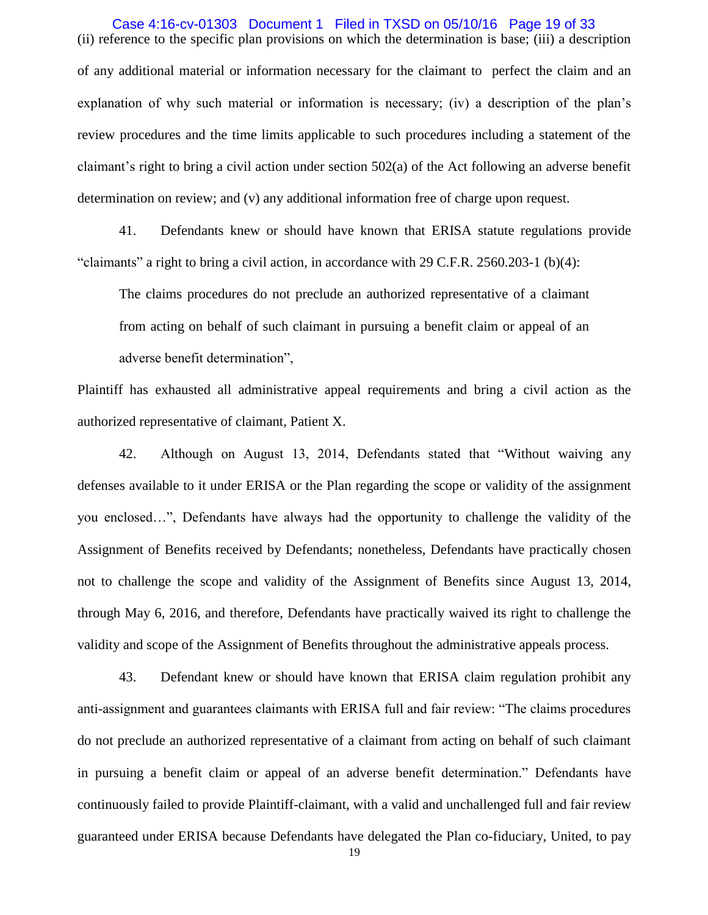(ii) reference to the specific plan provisions on which the determination is base; (iii) a description of any additional material or information necessary for the claimant to perfect the claim and an explanation of why such material or information is necessary; (iv) a description of the plan's review procedures and the time limits applicable to such procedures including a statement of the claimant's right to bring a civil action under section 502(a) of the Act following an adverse benefit determination on review; and (v) any additional information free of charge upon request.

41. Defendants knew or should have known that ERISA statute regulations provide "claimants" a right to bring a civil action, in accordance with 29 C.F.R. 2560.203-1 (b)(4):

> The claims procedures do not preclude an authorized representative of a claimant from acting on behalf of such claimant in pursuing a benefit claim or appeal of an adverse benefit determination",

Plaintiff has exhausted all administrative appeal requirements and bring a civil action as the authorized representative of claimant, Patient X.

42. Although on August 13, 2014, Defendants stated that "Without waiving any defenses available to it under ERISA or the Plan regarding the scope or validity of the assignment you enclosed…", Defendants have always had the opportunity to challenge the validity of the Assignment of Benefits received by Defendants; nonetheless, Defendants have practically chosen not to challenge the scope and validity of the Assignment of Benefits since August 13, 2014, through May 6, 2016, and therefore, Defendants have practically waived its right to challenge the validity and scope of the Assignment of Benefits throughout the administrative appeals process.

43. Defendant knew or should have known that ERISA claim regulation prohibit any anti-assignment and guarantees claimants with ERISA full and fair review: "The claims procedures do not preclude an authorized representative of a claimant from acting on behalf of such claimant in pursuing a benefit claim or appeal of an adverse benefit determination." Defendants have continuously failed to provide Plaintiff-claimant, with a valid and unchallenged full and fair review guaranteed under ERISA because Defendants have delegated the Plan co-fiduciary, United, to pay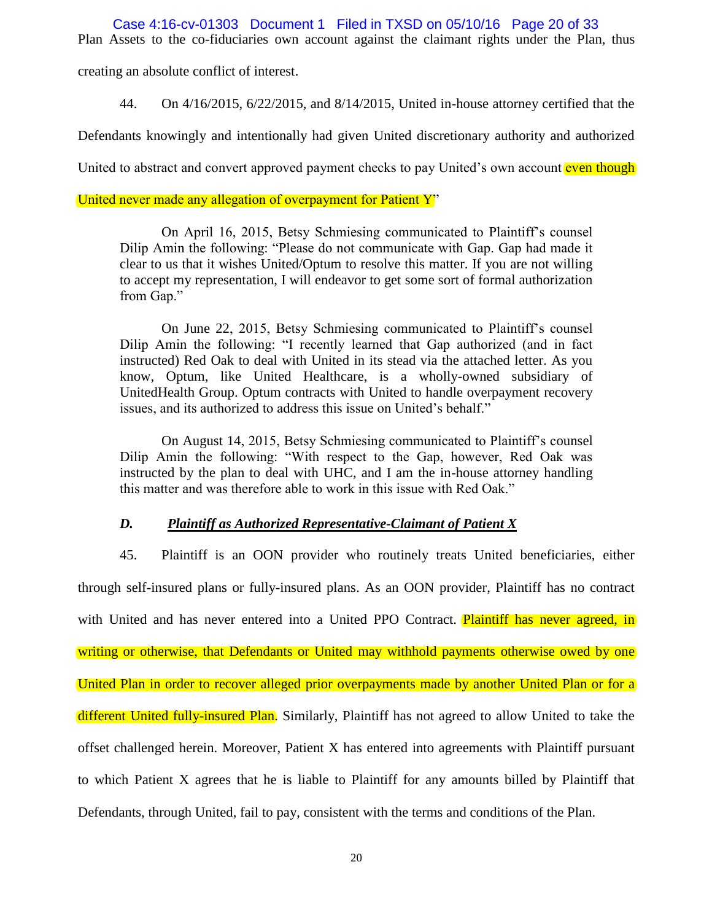Plan Assets to the co-fiduciaries own account against the claimant rights under the Plan, thus creating an absolute conflict of interest.

44. On 4/16/2015, 6/22/2015, and 8/14/2015, United in-house attorney certified that the Defendants knowingly and intentionally had given United discretionary authority and authorized United to abstract and convert approved payment checks to pay United's own account even though United never made any allegation of overpayment for Patient Y"

> On April 16, 2015, Betsy Schmiesing communicated to Plaintiff's counsel Dilip Amin the following: "Please do not communicate with Gap. Gap had made it clear to us that it wishes United/Optum to resolve this matter. If you are not willing to accept my representation, I will endeavor to get some sort of formal authorization from Gap."
>
> On June 22, 2015, Betsy Schmiesing communicated to Plaintiff's counsel Dilip Amin the following: "I recently learned that Gap authorized (and in fact instructed) Red Oak to deal with United in its stead via the attached letter. As you know, Optum, like United Healthcare, is a wholly-owned subsidiary of UnitedHealth Group. Optum contracts with United to handle overpayment recovery issues, and its authorized to address this issue on United's behalf."
>
> On August 14, 2015, Betsy Schmiesing communicated to Plaintiff's counsel Dilip Amin the following: "With respect to the Gap, however, Red Oak was instructed by the plan to deal with UHC, and I am the in-house attorney handling this matter and was therefore able to work in this issue with Red Oak."

### *D. Plaintiff as Authorized Representative-Claimant of Patient X*

45. Plaintiff is an OON provider who routinely treats United beneficiaries, either through self-insured plans or fully-insured plans. As an OON provider, Plaintiff has no contract with United and has never entered into a United PPO Contract. Plaintiff has never agreed, in writing or otherwise, that Defendants or United may withhold payments otherwise owed by one United Plan in order to recover alleged prior overpayments made by another United Plan or for a different United fully-insured Plan. Similarly, Plaintiff has not agreed to allow United to take the offset challenged herein. Moreover, Patient X has entered into agreements with Plaintiff pursuant to which Patient X agrees that he is liable to Plaintiff for any amounts billed by Plaintiff that Defendants, through United, fail to pay, consistent with the terms and conditions of the Plan.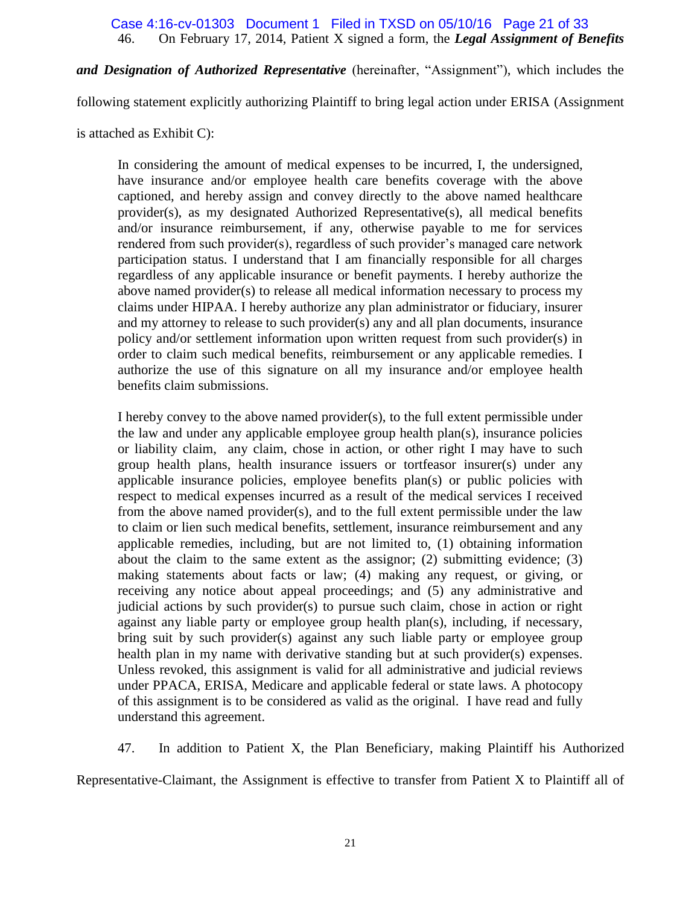46. On February 17, 2014, Patient X signed a form, the ***Legal Assignment of Benefits and Designation of Authorized Representative*** (hereinafter, "Assignment"), which includes the following statement explicitly authorizing Plaintiff to bring legal action under ERISA (Assignment is attached as Exhibit C):

> In considering the amount of medical expenses to be incurred, I, the undersigned, have insurance and/or employee health care benefits coverage with the above captioned, and hereby assign and convey directly to the above named healthcare provider(s), as my designated Authorized Representative(s), all medical benefits and/or insurance reimbursement, if any, otherwise payable to me for services rendered from such provider(s), regardless of such provider's managed care network participation status. I understand that I am financially responsible for all charges regardless of any applicable insurance or benefit payments. I hereby authorize the above named provider(s) to release all medical information necessary to process my claims under HIPAA. I hereby authorize any plan administrator or fiduciary, insurer and my attorney to release to such provider(s) any and all plan documents, insurance policy and/or settlement information upon written request from such provider(s) in order to claim such medical benefits, reimbursement or any applicable remedies. I authorize the use of this signature on all my insurance and/or employee health benefits claim submissions.
>
> I hereby convey to the above named provider(s), to the full extent permissible under the law and under any applicable employee group health plan(s), insurance policies or liability claim, any claim, chose in action, or other right I may have to such group health plans, health insurance issuers or tortfeasor insurer(s) under any applicable insurance policies, employee benefits plan(s) or public policies with respect to medical expenses incurred as a result of the medical services I received from the above named provider(s), and to the full extent permissible under the law to claim or lien such medical benefits, settlement, insurance reimbursement and any applicable remedies, including, but are not limited to, (1) obtaining information about the claim to the same extent as the assignor; (2) submitting evidence; (3) making statements about facts or law; (4) making any request, or giving, or receiving any notice about appeal proceedings; and (5) any administrative and judicial actions by such provider(s) to pursue such claim, chose in action or right against any liable party or employee group health plan(s), including, if necessary, bring suit by such provider(s) against any such liable party or employee group health plan in my name with derivative standing but at such provider(s) expenses. Unless revoked, this assignment is valid for all administrative and judicial reviews under PPACA, ERISA, Medicare and applicable federal or state laws. A photocopy of this assignment is to be considered as valid as the original. I have read and fully understand this agreement.

47. In addition to Patient X, the Plan Beneficiary, making Plaintiff his Authorized Representative-Claimant, the Assignment is effective to transfer from Patient X to Plaintiff all of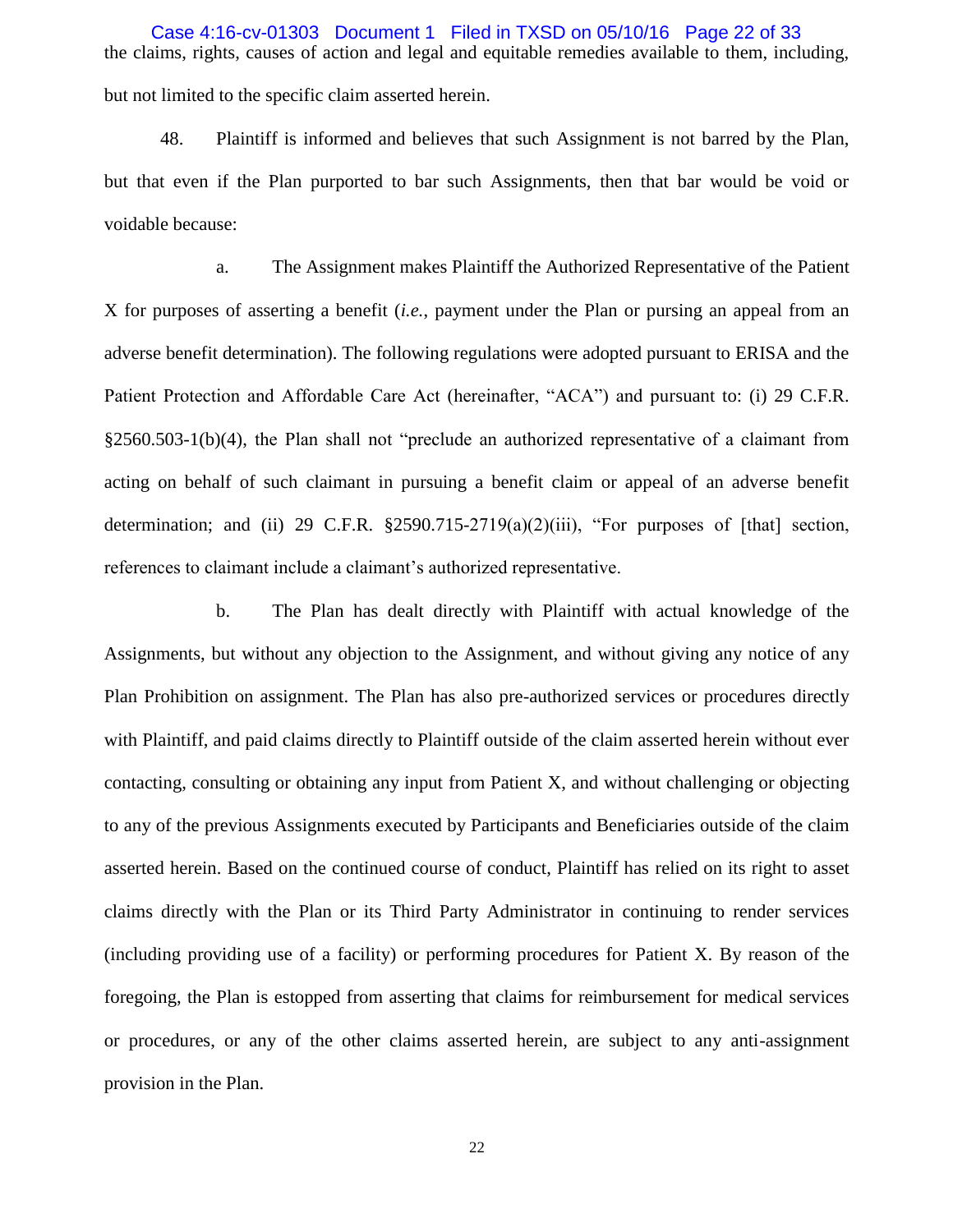the claims, rights, causes of action and legal and equitable remedies available to them, including, but not limited to the specific claim asserted herein.

48. Plaintiff is informed and believes that such Assignment is not barred by the Plan, but that even if the Plan purported to bar such Assignments, then that bar would be void or voidable because:

a. The Assignment makes Plaintiff the Authorized Representative of the Patient X for purposes of asserting a benefit (*i.e.*, payment under the Plan or pursing an appeal from an adverse benefit determination). The following regulations were adopted pursuant to ERISA and the Patient Protection and Affordable Care Act (hereinafter, "ACA") and pursuant to: (i) 29 C.F.R. §2560.503-1(b)(4), the Plan shall not "preclude an authorized representative of a claimant from acting on behalf of such claimant in pursuing a benefit claim or appeal of an adverse benefit determination; and (ii) 29 C.F.R. §2590.715-2719(a)(2)(iii), "For purposes of [that] section, references to claimant include a claimant's authorized representative.

b. The Plan has dealt directly with Plaintiff with actual knowledge of the Assignments, but without any objection to the Assignment, and without giving any notice of any Plan Prohibition on assignment. The Plan has also pre-authorized services or procedures directly with Plaintiff, and paid claims directly to Plaintiff outside of the claim asserted herein without ever contacting, consulting or obtaining any input from Patient X, and without challenging or objecting to any of the previous Assignments executed by Participants and Beneficiaries outside of the claim asserted herein. Based on the continued course of conduct, Plaintiff has relied on its right to asset claims directly with the Plan or its Third Party Administrator in continuing to render services (including providing use of a facility) or performing procedures for Patient X. By reason of the foregoing, the Plan is estopped from asserting that claims for reimbursement for medical services or procedures, or any of the other claims asserted herein, are subject to any anti-assignment provision in the Plan.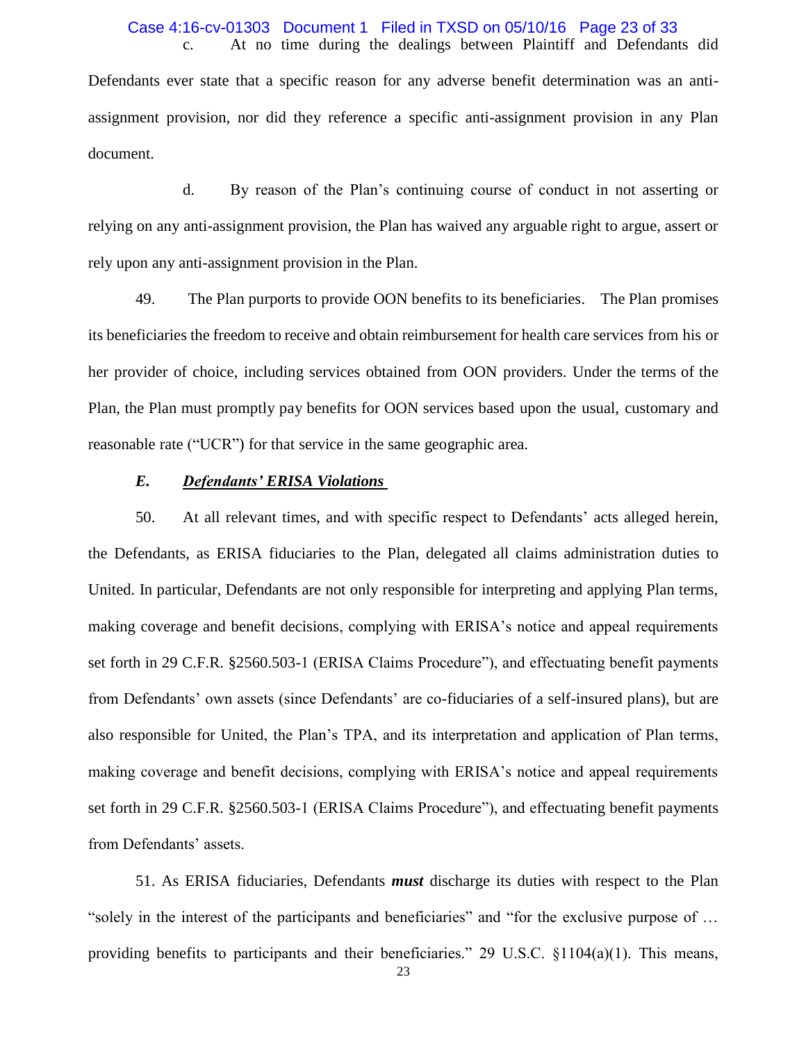c. At no time during the dealings between Plaintiff and Defendants did Defendants ever state that a specific reason for any adverse benefit determination was an anti-assignment provision, nor did they reference a specific anti-assignment provision in any Plan document.

d. By reason of the Plan's continuing course of conduct in not asserting or relying on any anti-assignment provision, the Plan has waived any arguable right to argue, assert or rely upon any anti-assignment provision in the Plan.

49. The Plan purports to provide OON benefits to its beneficiaries. The Plan promises its beneficiaries the freedom to receive and obtain reimbursement for health care services from his or her provider of choice, including services obtained from OON providers. Under the terms of the Plan, the Plan must promptly pay benefits for OON services based upon the usual, customary and reasonable rate ("UCR") for that service in the same geographic area.

### *E. Defendants' ERISA Violations*

50. At all relevant times, and with specific respect to Defendants' acts alleged herein, the Defendants, as ERISA fiduciaries to the Plan, delegated all claims administration duties to United. In particular, Defendants are not only responsible for interpreting and applying Plan terms, making coverage and benefit decisions, complying with ERISA's notice and appeal requirements set forth in 29 C.F.R. §2560.503-1 (ERISA Claims Procedure"), and effectuating benefit payments from Defendants' own assets (since Defendants' are co-fiduciaries of a self-insured plans), but are also responsible for United, the Plan's TPA, and its interpretation and application of Plan terms, making coverage and benefit decisions, complying with ERISA's notice and appeal requirements set forth in 29 C.F.R. §2560.503-1 (ERISA Claims Procedure"), and effectuating benefit payments from Defendants' assets.

51. As ERISA fiduciaries, Defendants ***must*** discharge its duties with respect to the Plan "solely in the interest of the participants and beneficiaries" and "for the exclusive purpose of … providing benefits to participants and their beneficiaries." 29 U.S.C. §1104(a)(1). This means,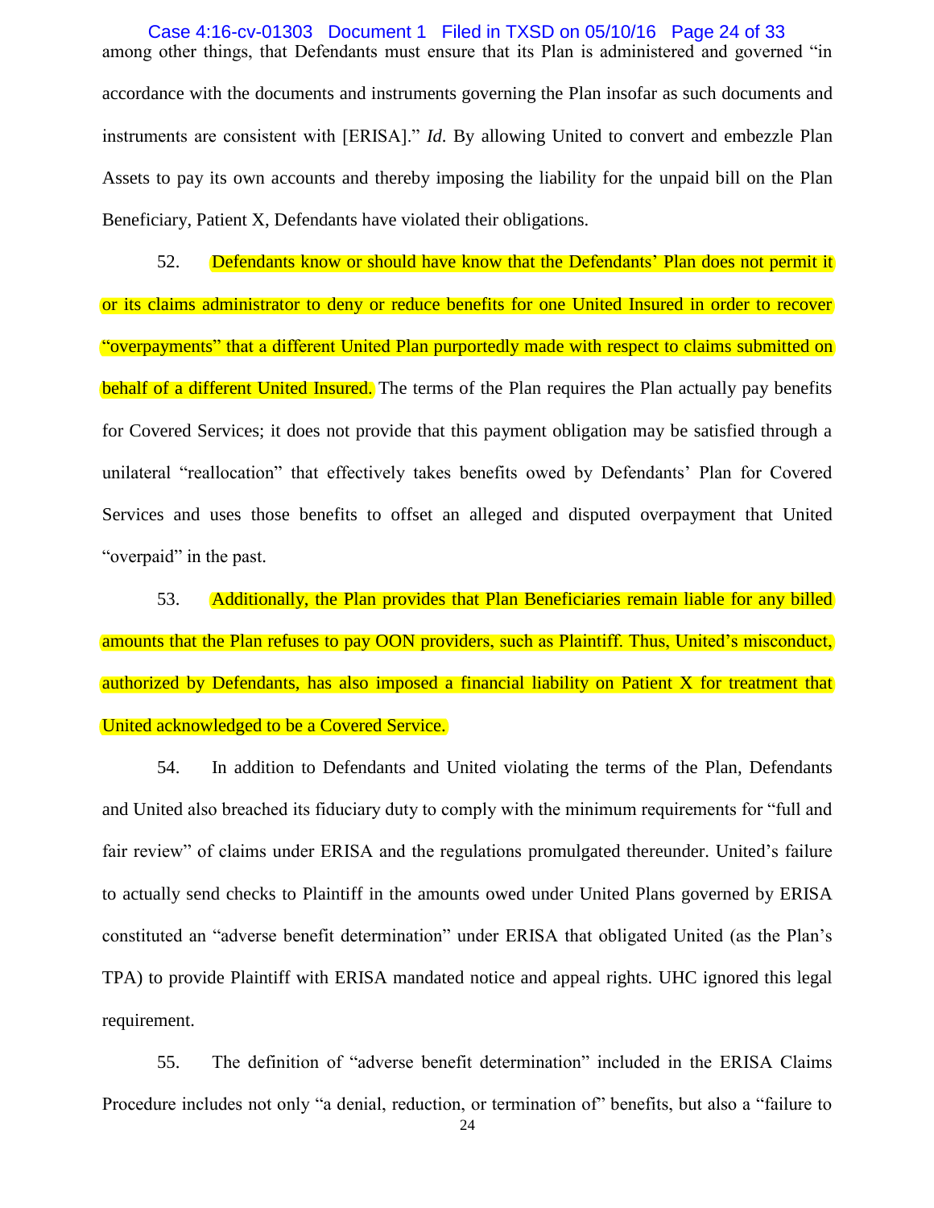among other things, that Defendants must ensure that its Plan is administered and governed "in accordance with the documents and instruments governing the Plan insofar as such documents and instruments are consistent with [ERISA]." *Id*. By allowing United to convert and embezzle Plan Assets to pay its own accounts and thereby imposing the liability for the unpaid bill on the Plan Beneficiary, Patient X, Defendants have violated their obligations.

52. Defendants know or should have know that the Defendants' Plan does not permit it or its claims administrator to deny or reduce benefits for one United Insured in order to recover "overpayments" that a different United Plan purportedly made with respect to claims submitted on behalf of a different United Insured. The terms of the Plan requires the Plan actually pay benefits for Covered Services; it does not provide that this payment obligation may be satisfied through a unilateral "reallocation" that effectively takes benefits owed by Defendants' Plan for Covered Services and uses those benefits to offset an alleged and disputed overpayment that United "overpaid" in the past.

53. Additionally, the Plan provides that Plan Beneficiaries remain liable for any billed amounts that the Plan refuses to pay OON providers, such as Plaintiff. Thus, United's misconduct, authorized by Defendants, has also imposed a financial liability on Patient X for treatment that United acknowledged to be a Covered Service.

54. In addition to Defendants and United violating the terms of the Plan, Defendants and United also breached its fiduciary duty to comply with the minimum requirements for "full and fair review" of claims under ERISA and the regulations promulgated thereunder. United's failure to actually send checks to Plaintiff in the amounts owed under United Plans governed by ERISA constituted an "adverse benefit determination" under ERISA that obligated United (as the Plan's TPA) to provide Plaintiff with ERISA mandated notice and appeal rights. UHC ignored this legal requirement.

55. The definition of "adverse benefit determination" included in the ERISA Claims Procedure includes not only "a denial, reduction, or termination of" benefits, but also a "failure to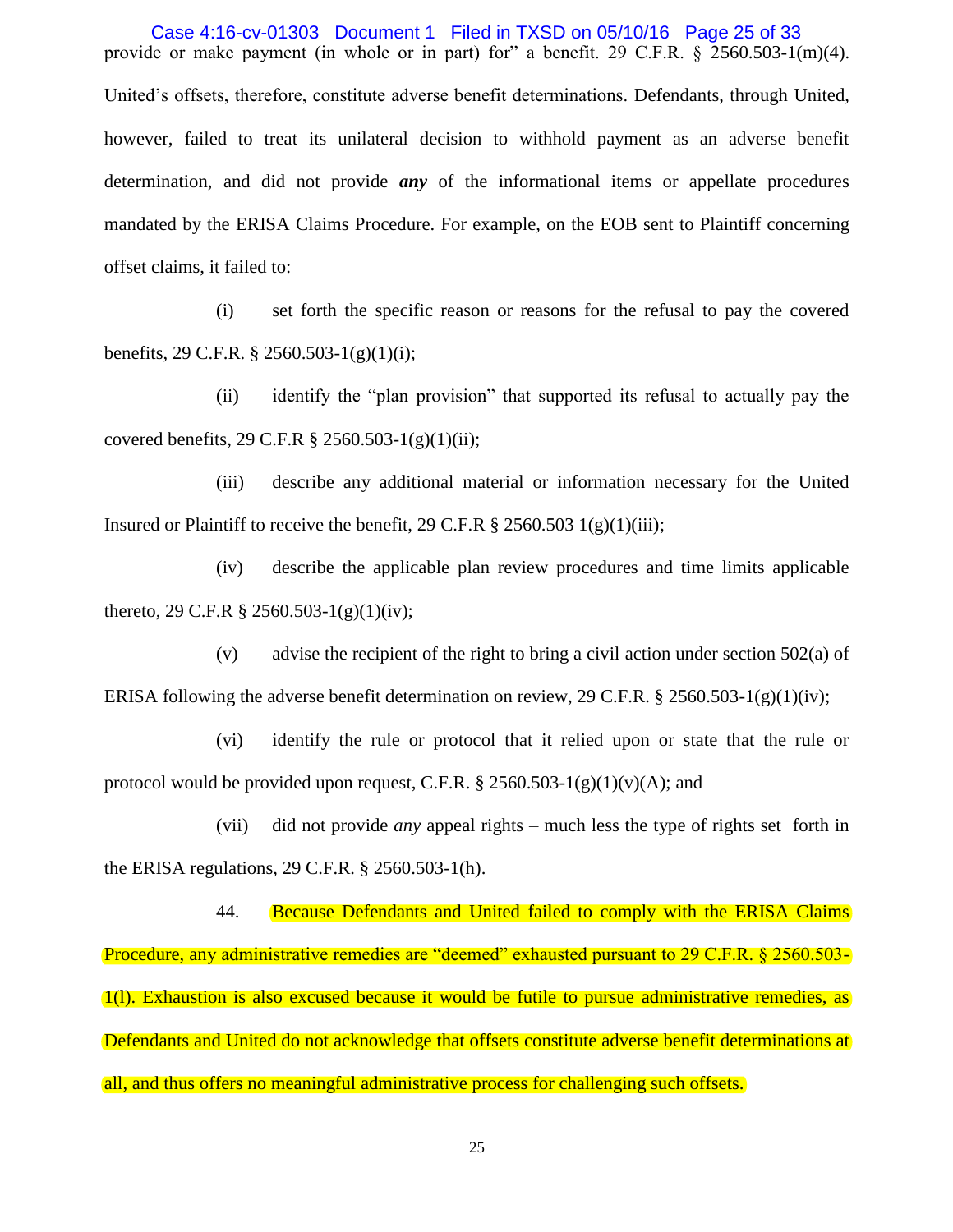provide or make payment (in whole or in part) for" a benefit. 29 C.F.R. § 2560.503-1(m)(4). United's offsets, therefore, constitute adverse benefit determinations. Defendants, through United, however, failed to treat its unilateral decision to withhold payment as an adverse benefit determination, and did not provide ***any*** of the informational items or appellate procedures mandated by the ERISA Claims Procedure. For example, on the EOB sent to Plaintiff concerning offset claims, it failed to:

(i) set forth the specific reason or reasons for the refusal to pay the covered benefits, 29 C.F.R. § 2560.503-1(g)(1)(i);

(ii) identify the "plan provision" that supported its refusal to actually pay the covered benefits, 29 C.F.R § 2560.503-1(g)(1)(ii);

(iii) describe any additional material or information necessary for the United Insured or Plaintiff to receive the benefit, 29 C.F.R § 2560.503 1(g)(1)(iii);

(iv) describe the applicable plan review procedures and time limits applicable thereto, 29 C.F.R § 2560.503-1(g)(1)(iv);

(v) advise the recipient of the right to bring a civil action under section 502(a) of ERISA following the adverse benefit determination on review, 29 C.F.R. § 2560.503-1(g)(1)(iv);

(vi) identify the rule or protocol that it relied upon or state that the rule or protocol would be provided upon request, C.F.R. § 2560.503-1(g)(1)(v)(A); and

(vii) did not provide *any* appeal rights – much less the type of rights set forth in the ERISA regulations, 29 C.F.R. § 2560.503-1(h).

44. Because Defendants and United failed to comply with the ERISA Claims Procedure, any administrative remedies are "deemed" exhausted pursuant to 29 C.F.R. § 2560.503-1(l). Exhaustion is also excused because it would be futile to pursue administrative remedies, as Defendants and United do not acknowledge that offsets constitute adverse benefit determinations at all, and thus offers no meaningful administrative process for challenging such offsets.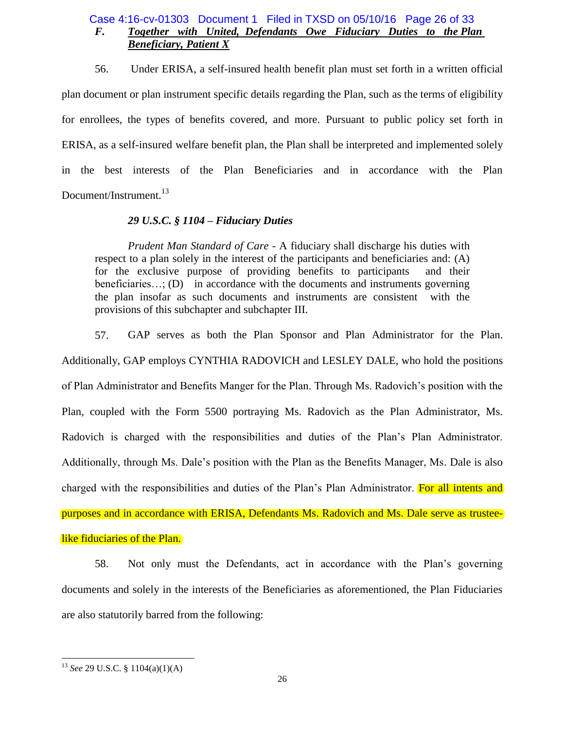### *F. Together with United, Defendants Owe Fiduciary Duties to the Plan Beneficiary, Patient X*

56. Under ERISA, a self-insured health benefit plan must set forth in a written official plan document or plan instrument specific details regarding the Plan, such as the terms of eligibility for enrollees, the types of benefits covered, and more. Pursuant to public policy set forth in ERISA, as a self-insured welfare benefit plan, the Plan shall be interpreted and implemented solely in the best interests of the Plan Beneficiaries and in accordance with the Plan Document/Instrument.[13]

*29 U.S.C. § 1104 – Fiduciary Duties*

> *Prudent Man Standard of Care* - A fiduciary shall discharge his duties with respect to a plan solely in the interest of the participants and beneficiaries and: (A) for the exclusive purpose of providing benefits to participants and their beneficiaries…; (D) in accordance with the documents and instruments governing the plan insofar as such documents and instruments are consistent with the provisions of this subchapter and subchapter III.

57. GAP serves as both the Plan Sponsor and Plan Administrator for the Plan. Additionally, GAP employs CYNTHIA RADOVICH and LESLEY DALE, who hold the positions of Plan Administrator and Benefits Manger for the Plan. Through Ms. Radovich's position with the Plan, coupled with the Form 5500 portraying Ms. Radovich as the Plan Administrator, Ms. Radovich is charged with the responsibilities and duties of the Plan's Plan Administrator. Additionally, through Ms. Dale's position with the Plan as the Benefits Manager, Ms. Dale is also charged with the responsibilities and duties of the Plan's Plan Administrator. For all intents and purposes and in accordance with ERISA, Defendants Ms. Radovich and Ms. Dale serve as trustee-like fiduciaries of the Plan.

58. Not only must the Defendants, act in accordance with the Plan's governing documents and solely in the interests of the Beneficiaries as aforementioned, the Plan Fiduciaries are also statutorily barred from the following:

---

[13] *See* 29 U.S.C. § 1104(a)(1)(A)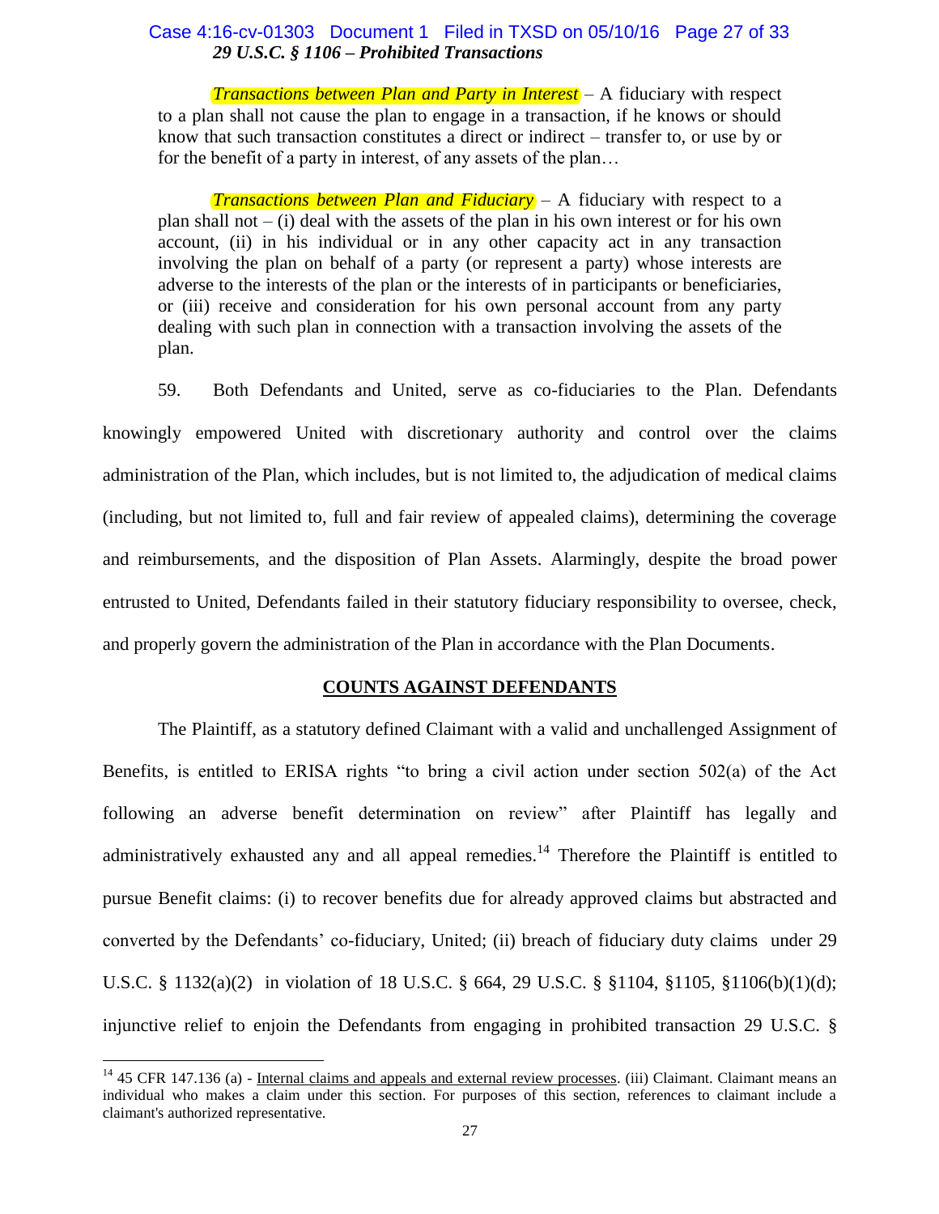*29 U.S.C. § 1106 – Prohibited Transactions*

> *Transactions between Plan and Party in Interest* – A fiduciary with respect to a plan shall not cause the plan to engage in a transaction, if he knows or should know that such transaction constitutes a direct or indirect – transfer to, or use by or for the benefit of a party in interest, of any assets of the plan…
>
> *Transactions between Plan and Fiduciary* – A fiduciary with respect to a plan shall not – (i) deal with the assets of the plan in his own interest or for his own account, (ii) in his individual or in any other capacity act in any transaction involving the plan on behalf of a party (or represent a party) whose interests are adverse to the interests of the plan or the interests of in participants or beneficiaries, or (iii) receive and consideration for his own personal account from any party dealing with such plan in connection with a transaction involving the assets of the plan.

59. Both Defendants and United, serve as co-fiduciaries to the Plan. Defendants knowingly empowered United with discretionary authority and control over the claims administration of the Plan, which includes, but is not limited to, the adjudication of medical claims (including, but not limited to, full and fair review of appealed claims), determining the coverage and reimbursements, and the disposition of Plan Assets. Alarmingly, despite the broad power entrusted to United, Defendants failed in their statutory fiduciary responsibility to oversee, check, and properly govern the administration of the Plan in accordance with the Plan Documents.

## COUNTS AGAINST DEFENDANTS

The Plaintiff, as a statutory defined Claimant with a valid and unchallenged Assignment of Benefits, is entitled to ERISA rights "to bring a civil action under section 502(a) of the Act following an adverse benefit determination on review" after Plaintiff has legally and administratively exhausted any and all appeal remedies.[14] Therefore the Plaintiff is entitled to pursue Benefit claims: (i) to recover benefits due for already approved claims but abstracted and converted by the Defendants' co-fiduciary, United; (ii) breach of fiduciary duty claims under 29 U.S.C. § 1132(a)(2) in violation of 18 U.S.C. § 664, 29 U.S.C. § §1104, §1105, §1106(b)(1)(d); injunctive relief to enjoin the Defendants from engaging in prohibited transaction 29 U.S.C. §

[14] 45 CFR 147.136 (a) - Internal claims and appeals and external review processes. (iii) Claimant. Claimant means an individual who makes a claim under this section. For purposes of this section, references to claimant include a claimant's authorized representative.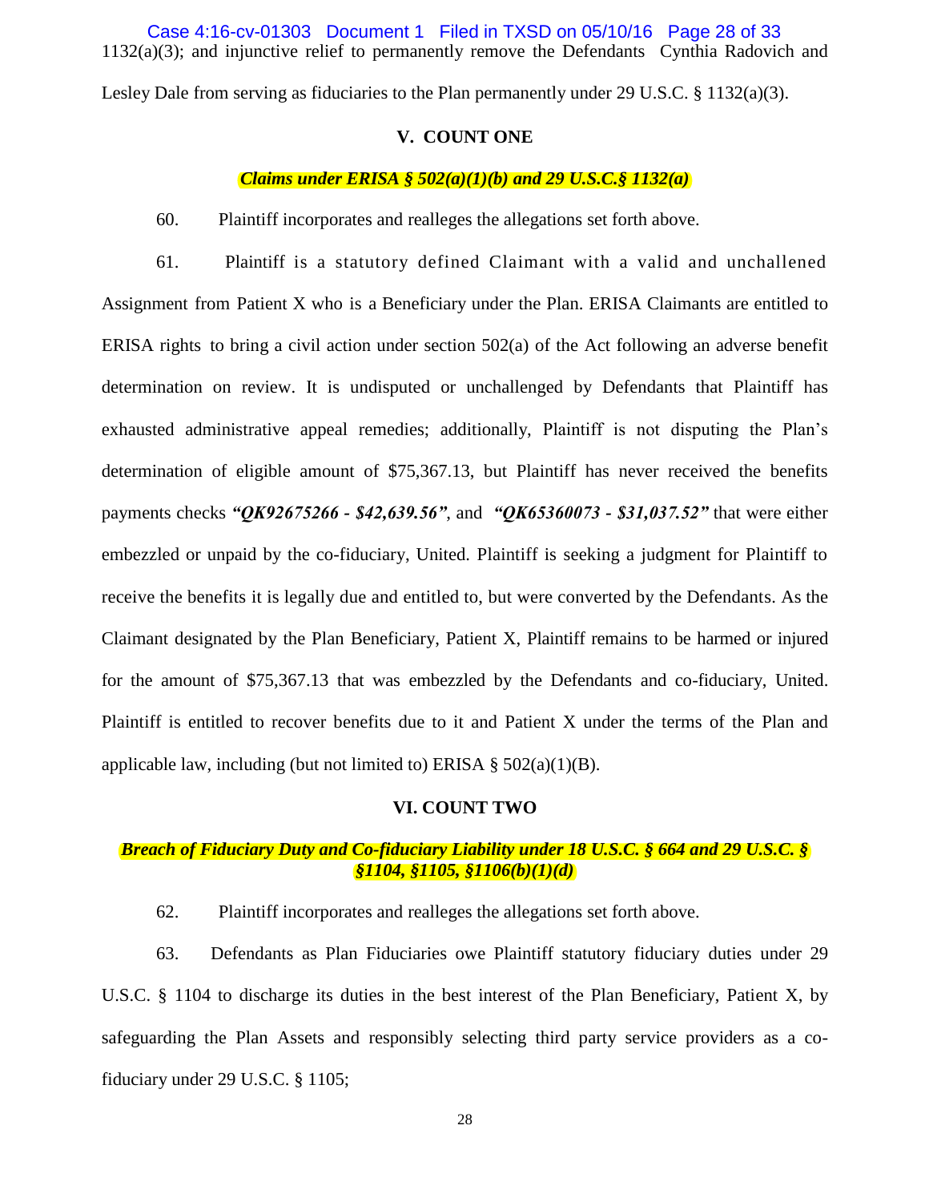1132(a)(3); and injunctive relief to permanently remove the Defendants Cynthia Radovich and Lesley Dale from serving as fiduciaries to the Plan permanently under 29 U.S.C. § 1132(a)(3).

## V. COUNT ONE

### *Claims under ERISA § 502(a)(1)(b) and 29 U.S.C.§ 1132(a)*

60. Plaintiff incorporates and realleges the allegations set forth above.

61. Plaintiff is a statutory defined Claimant with a valid and unchallened Assignment from Patient X who is a Beneficiary under the Plan. ERISA Claimants are entitled to ERISA rights to bring a civil action under section 502(a) of the Act following an adverse benefit determination on review. It is undisputed or unchallenged by Defendants that Plaintiff has exhausted administrative appeal remedies; additionally, Plaintiff is not disputing the Plan's determination of eligible amount of $75,367.13, but Plaintiff has never received the benefits payments checks ***"QK92675266 - $42,639.56"***, and ***"QK65360073 - $31,037.52"*** that were either embezzled or unpaid by the co-fiduciary, United. Plaintiff is seeking a judgment for Plaintiff to receive the benefits it is legally due and entitled to, but were converted by the Defendants. As the Claimant designated by the Plan Beneficiary, Patient X, Plaintiff remains to be harmed or injured for the amount of $75,367.13 that was embezzled by the Defendants and co-fiduciary, United. Plaintiff is entitled to recover benefits due to it and Patient X under the terms of the Plan and applicable law, including (but not limited to) ERISA § 502(a)(1)(B).

## VI. COUNT TWO

### *Breach of Fiduciary Duty and Co-fiduciary Liability under 18 U.S.C. § 664 and 29 U.S.C. § §1104, §1105, §1106(b)(1)(d)*

62. Plaintiff incorporates and realleges the allegations set forth above.

63. Defendants as Plan Fiduciaries owe Plaintiff statutory fiduciary duties under 29 U.S.C. § 1104 to discharge its duties in the best interest of the Plan Beneficiary, Patient X, by safeguarding the Plan Assets and responsibly selecting third party service providers as a co-fiduciary under 29 U.S.C. § 1105;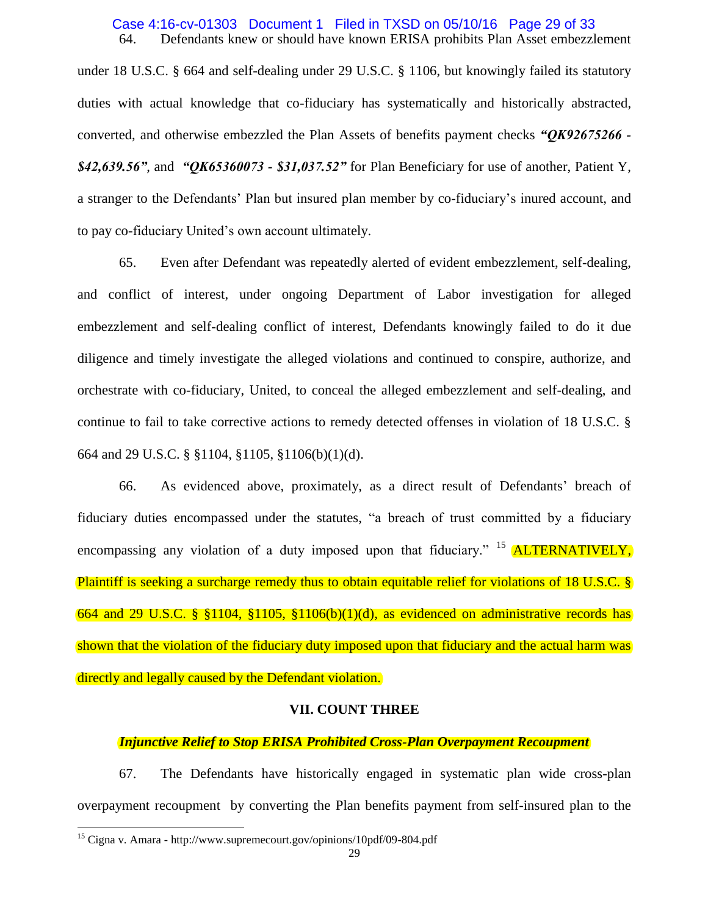64. Defendants knew or should have known ERISA prohibits Plan Asset embezzlement under 18 U.S.C. § 664 and self-dealing under 29 U.S.C. § 1106, but knowingly failed its statutory duties with actual knowledge that co-fiduciary has systematically and historically abstracted, converted, and otherwise embezzled the Plan Assets of benefits payment checks ***"QK92675266 - $42,639.56"***, and ***"QK65360073 - $31,037.52"*** for Plan Beneficiary for use of another, Patient Y, a stranger to the Defendants' Plan but insured plan member by co-fiduciary's inured account, and to pay co-fiduciary United's own account ultimately.

65. Even after Defendant was repeatedly alerted of evident embezzlement, self-dealing, and conflict of interest, under ongoing Department of Labor investigation for alleged embezzlement and self-dealing conflict of interest, Defendants knowingly failed to do it due diligence and timely investigate the alleged violations and continued to conspire, authorize, and orchestrate with co-fiduciary, United, to conceal the alleged embezzlement and self-dealing, and continue to fail to take corrective actions to remedy detected offenses in violation of 18 U.S.C. § 664 and 29 U.S.C. § §1104, §1105, §1106(b)(1)(d).

66. As evidenced above, proximately, as a direct result of Defendants' breach of fiduciary duties encompassed under the statutes, "a breach of trust committed by a fiduciary encompassing any violation of a duty imposed upon that fiduciary." [15] ALTERNATIVELY, Plaintiff is seeking a surcharge remedy thus to obtain equitable relief for violations of 18 U.S.C. § 664 and 29 U.S.C. § §1104, §1105, §1106(b)(1)(d), as evidenced on administrative records has shown that the violation of the fiduciary duty imposed upon that fiduciary and the actual harm was directly and legally caused by the Defendant violation.

## VII. COUNT THREE

***Injunctive Relief to Stop ERISA Prohibited Cross-Plan Overpayment Recoupment***

67. The Defendants have historically engaged in systematic plan wide cross-plan overpayment recoupment by converting the Plan benefits payment from self-insured plan to the

[15] Cigna v. Amara - http://www.supremecourt.gov/opinions/10pdf/09-804.pdf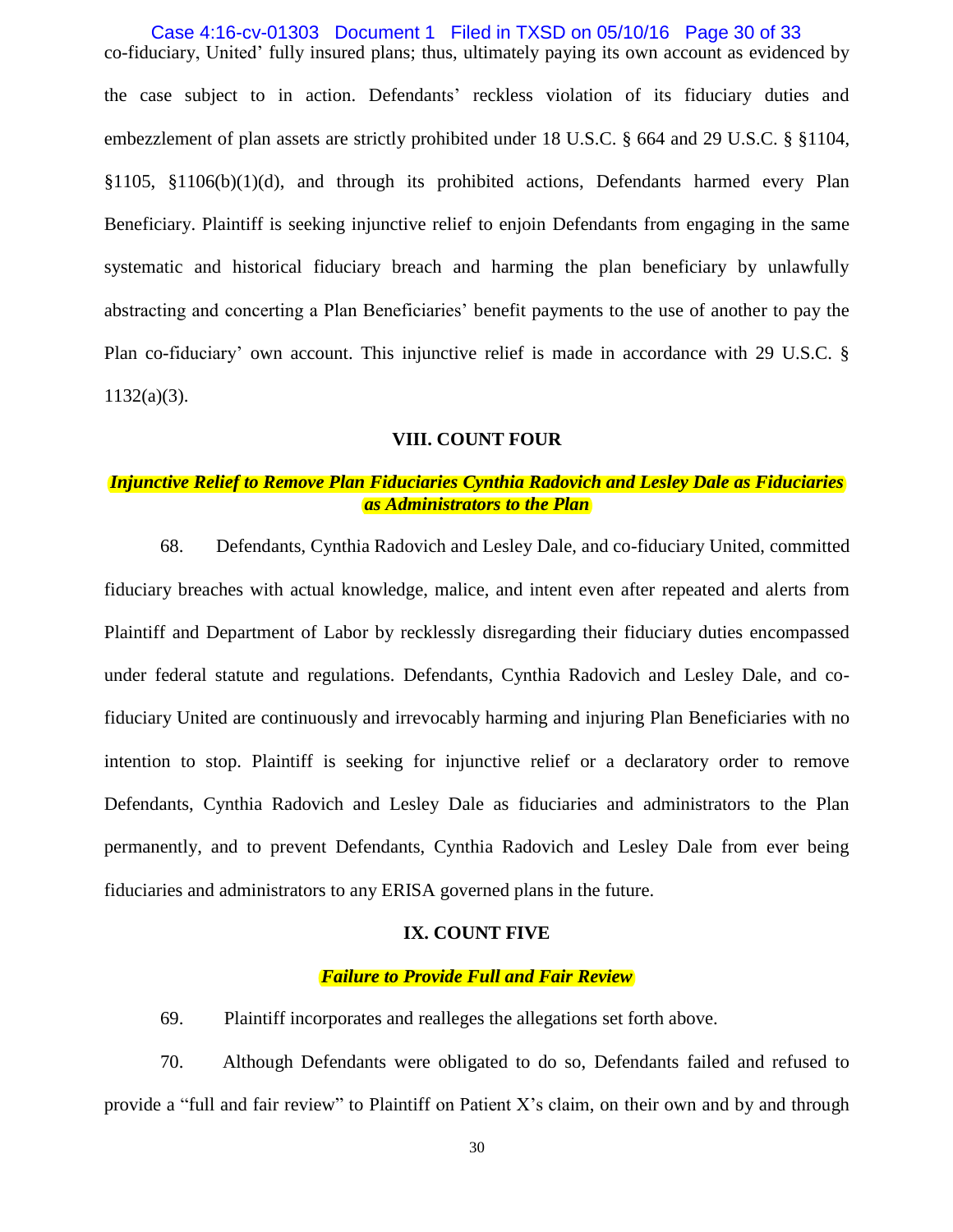co-fiduciary, United' fully insured plans; thus, ultimately paying its own account as evidenced by the case subject to in action. Defendants' reckless violation of its fiduciary duties and embezzlement of plan assets are strictly prohibited under 18 U.S.C. § 664 and 29 U.S.C. § §1104, §1105, §1106(b)(1)(d), and through its prohibited actions, Defendants harmed every Plan Beneficiary. Plaintiff is seeking injunctive relief to enjoin Defendants from engaging in the same systematic and historical fiduciary breach and harming the plan beneficiary by unlawfully abstracting and concerting a Plan Beneficiaries' benefit payments to the use of another to pay the Plan co-fiduciary' own account. This injunctive relief is made in accordance with 29 U.S.C. § 1132(a)(3).

## VIII. COUNT FOUR

### ***Injunctive Relief to Remove Plan Fiduciaries Cynthia Radovich and Lesley Dale as Fiduciaries as Administrators to the Plan***

68. Defendants, Cynthia Radovich and Lesley Dale, and co-fiduciary United, committed fiduciary breaches with actual knowledge, malice, and intent even after repeated and alerts from Plaintiff and Department of Labor by recklessly disregarding their fiduciary duties encompassed under federal statute and regulations. Defendants, Cynthia Radovich and Lesley Dale, and co-fiduciary United are continuously and irrevocably harming and injuring Plan Beneficiaries with no intention to stop. Plaintiff is seeking for injunctive relief or a declaratory order to remove Defendants, Cynthia Radovich and Lesley Dale as fiduciaries and administrators to the Plan permanently, and to prevent Defendants, Cynthia Radovich and Lesley Dale from ever being fiduciaries and administrators to any ERISA governed plans in the future.

## IX. COUNT FIVE

### ***Failure to Provide Full and Fair Review***

69. Plaintiff incorporates and realleges the allegations set forth above.

70. Although Defendants were obligated to do so, Defendants failed and refused to provide a "full and fair review" to Plaintiff on Patient X's claim, on their own and by and through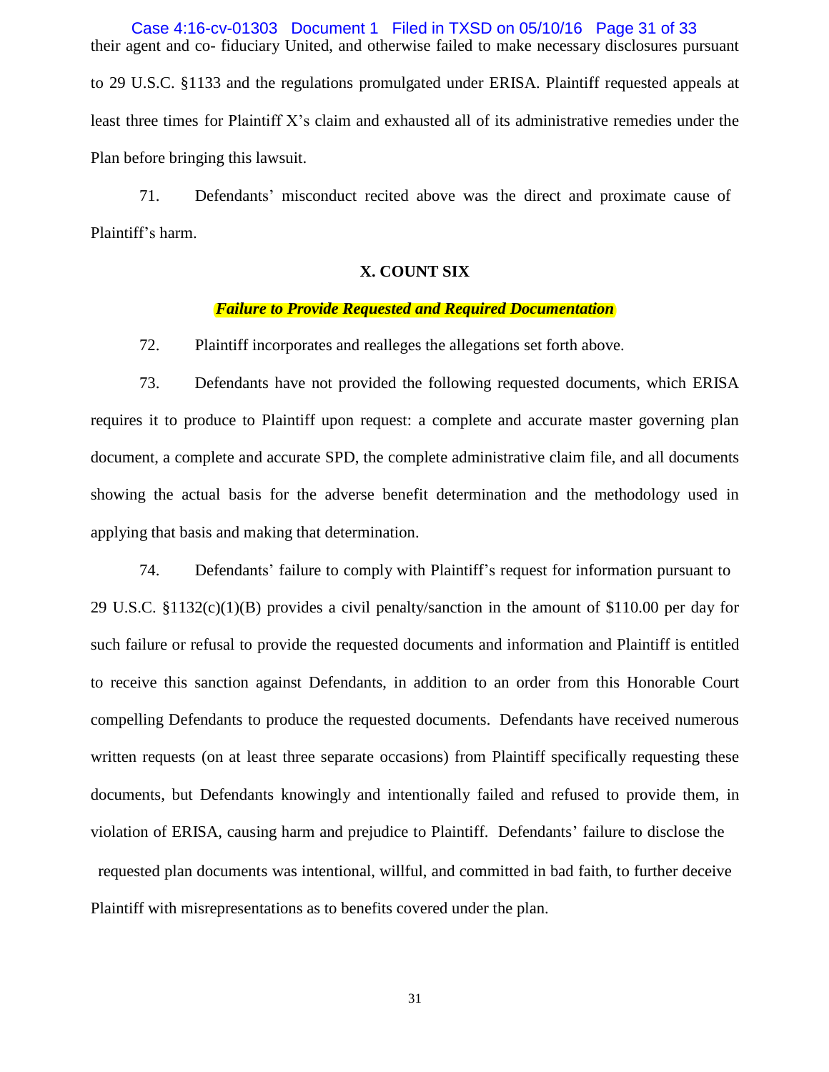their agent and co- fiduciary United, and otherwise failed to make necessary disclosures pursuant to 29 U.S.C. §1133 and the regulations promulgated under ERISA. Plaintiff requested appeals at least three times for Plaintiff X's claim and exhausted all of its administrative remedies under the Plan before bringing this lawsuit.

71. Defendants' misconduct recited above was the direct and proximate cause of Plaintiff's harm.

## X. COUNT SIX

***Failure to Provide Requested and Required Documentation***

72. Plaintiff incorporates and realleges the allegations set forth above.

73. Defendants have not provided the following requested documents, which ERISA requires it to produce to Plaintiff upon request: a complete and accurate master governing plan document, a complete and accurate SPD, the complete administrative claim file, and all documents showing the actual basis for the adverse benefit determination and the methodology used in applying that basis and making that determination.

74. Defendants' failure to comply with Plaintiff's request for information pursuant to 29 U.S.C. §1132(c)(1)(B) provides a civil penalty/sanction in the amount of $110.00 per day for such failure or refusal to provide the requested documents and information and Plaintiff is entitled to receive this sanction against Defendants, in addition to an order from this Honorable Court compelling Defendants to produce the requested documents. Defendants have received numerous written requests (on at least three separate occasions) from Plaintiff specifically requesting these documents, but Defendants knowingly and intentionally failed and refused to provide them, in violation of ERISA, causing harm and prejudice to Plaintiff. Defendants' failure to disclose the requested plan documents was intentional, willful, and committed in bad faith, to further deceive Plaintiff with misrepresentations as to benefits covered under the plan.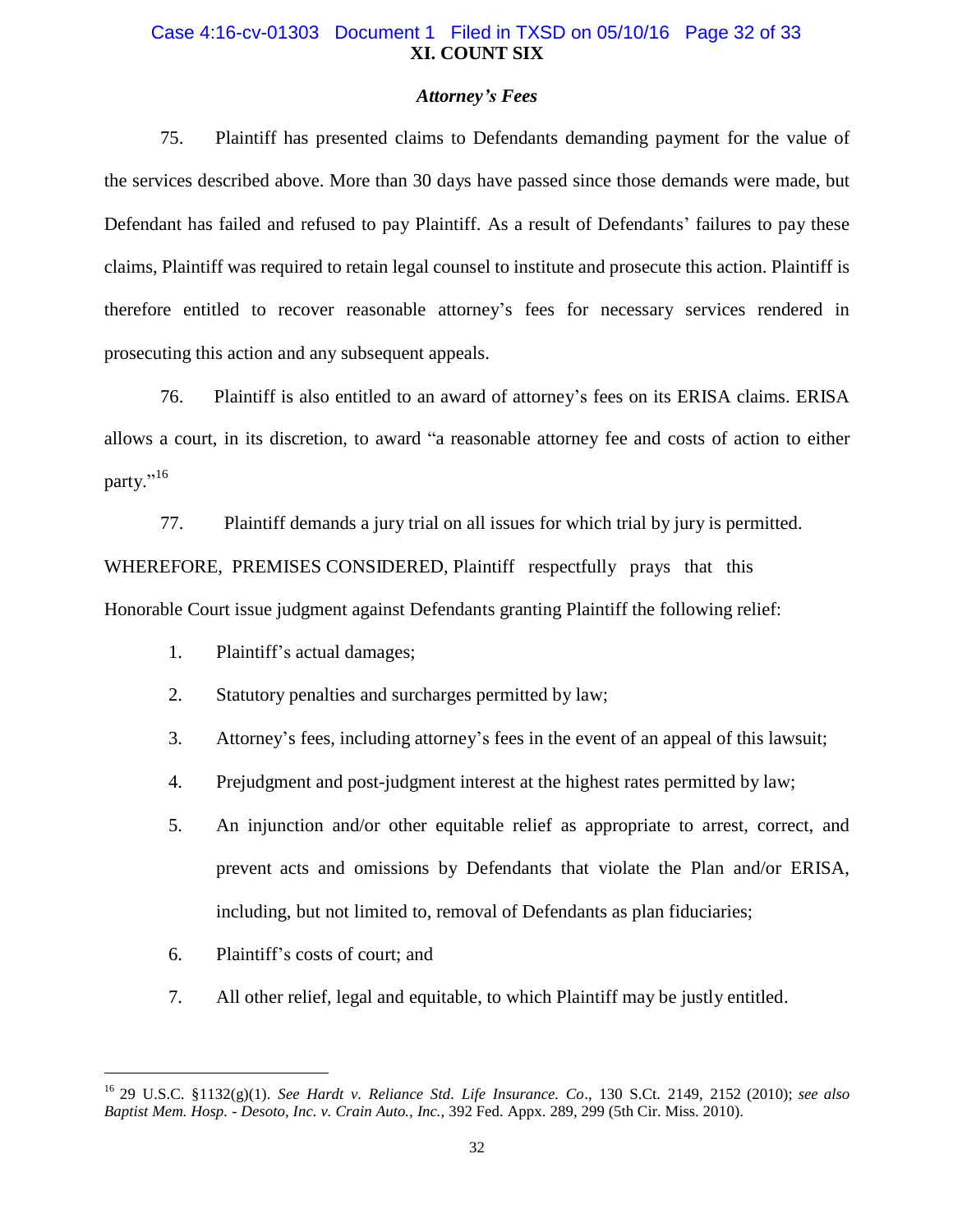## XI. COUNT SIX

### *Attorney's Fees*

75. Plaintiff has presented claims to Defendants demanding payment for the value of the services described above. More than 30 days have passed since those demands were made, but Defendant has failed and refused to pay Plaintiff. As a result of Defendants' failures to pay these claims, Plaintiff was required to retain legal counsel to institute and prosecute this action. Plaintiff is therefore entitled to recover reasonable attorney's fees for necessary services rendered in prosecuting this action and any subsequent appeals.

76. Plaintiff is also entitled to an award of attorney's fees on its ERISA claims. ERISA allows a court, in its discretion, to award "a reasonable attorney fee and costs of action to either party."[16]

77. Plaintiff demands a jury trial on all issues for which trial by jury is permitted.

WHEREFORE, PREMISES CONSIDERED, Plaintiff respectfully prays that this Honorable Court issue judgment against Defendants granting Plaintiff the following relief:

1. Plaintiff's actual damages;
2. Statutory penalties and surcharges permitted by law;
3. Attorney's fees, including attorney's fees in the event of an appeal of this lawsuit;
4. Prejudgment and post-judgment interest at the highest rates permitted by law;
5. An injunction and/or other equitable relief as appropriate to arrest, correct, and prevent acts and omissions by Defendants that violate the Plan and/or ERISA, including, but not limited to, removal of Defendants as plan fiduciaries;
6. Plaintiff's costs of court; and
7. All other relief, legal and equitable, to which Plaintiff may be justly entitled.

---

[16] 29 U.S.C. §1132(g)(1). *See Hardt v. Reliance Std. Life Insurance. Co*., 130 S.Ct. 2149, 2152 (2010); *see also Baptist Mem. Hosp. - Desoto, Inc. v. Crain Auto., Inc.,* 392 Fed. Appx. 289, 299 (5th Cir. Miss. 2010).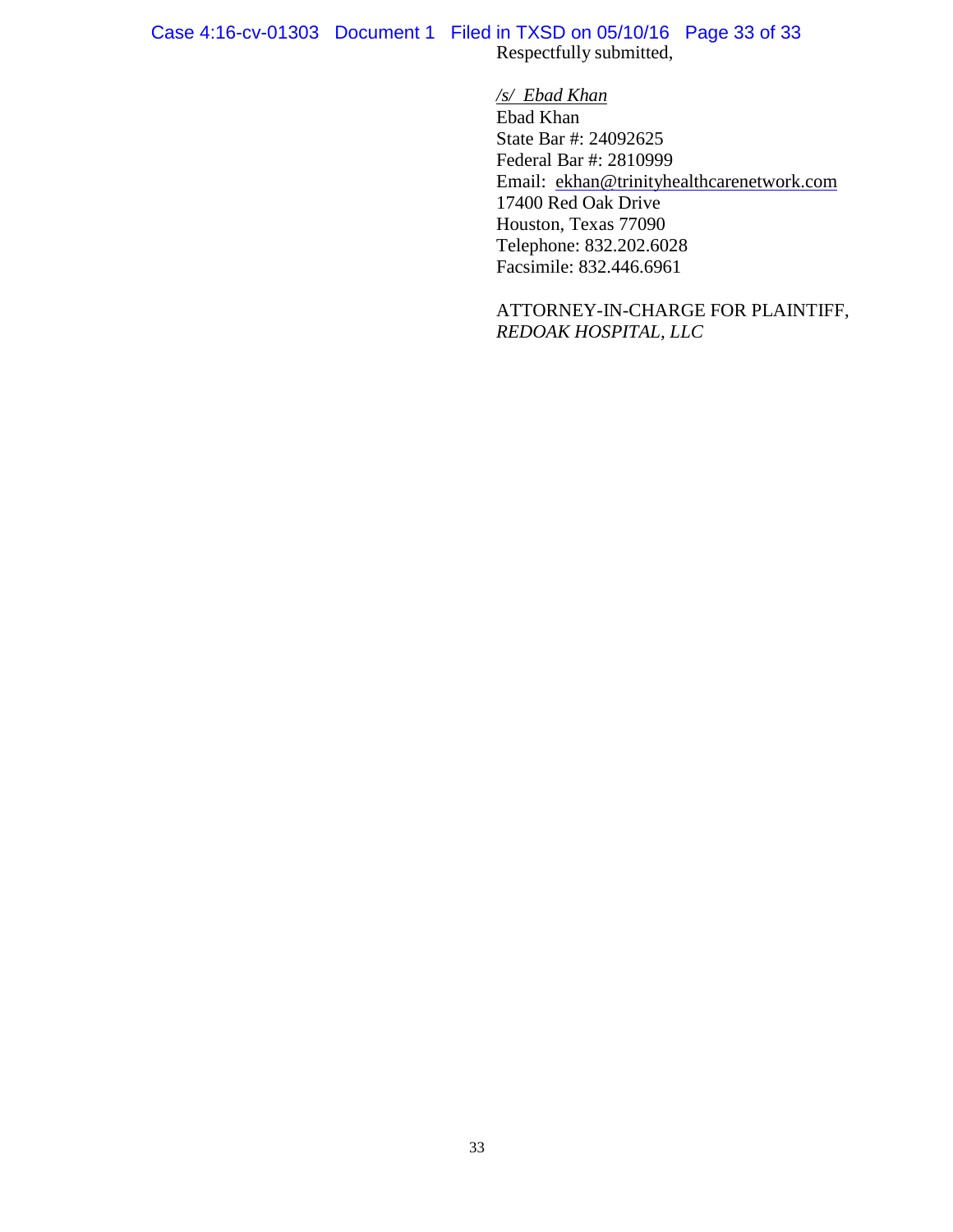Respectfully submitted,

*/s/ Ebad Khan*
Ebad Khan
State Bar #: 24092625
Federal Bar #: 2810999
Email: ekhan@trinityhealthcarenetwork.com
17400 Red Oak Drive
Houston, Texas 77090
Telephone: 832.202.6028
Facsimile: 832.446.6961

ATTORNEY-IN-CHARGE FOR PLAINTIFF,
*REDOAK HOSPITAL, LLC*